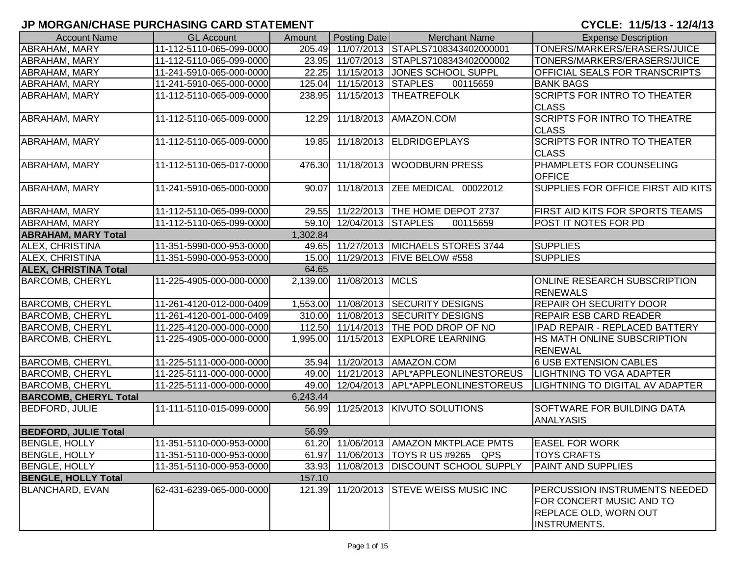# JP MORGAN/CHASE PURCHASING CARD STATEMENT

**CYCLE: 11/5/13 - 12/4/13**

| Account Name | GL Account | Amount | Posting Date | Merchant Name | Expense Description |
|---|---|---|---|---|---|
| ABRAHAM, MARY | 11-112-5110-065-099-0000 | 205.49 | 11/07/2013 | STAPLS7108343402000001 | TONERS/MARKERS/ERASERS/JUICE |
| ABRAHAM, MARY | 11-112-5110-065-099-0000 | 23.95 | 11/07/2013 | STAPLS7108343402000002 | TONERS/MARKERS/ERASERS/JUICE |
| ABRAHAM, MARY | 11-241-5910-065-000-0000 | 22.25 | 11/15/2013 | JONES SCHOOL SUPPL | OFFICIAL SEALS FOR TRANSCRIPTS |
| ABRAHAM, MARY | 11-241-5910-065-000-0000 | 125.04 | 11/15/2013 | STAPLES 00115659 | BANK BAGS |
| ABRAHAM, MARY | 11-112-5110-065-009-0000 | 238.95 | 11/15/2013 | THEATREFOLK | SCRIPTS FOR INTRO TO THEATER CLASS |
| ABRAHAM, MARY | 11-112-5110-065-009-0000 | 12.29 | 11/18/2013 | AMAZON.COM | SCRIPTS FOR INTRO TO THEATRE CLASS |
| ABRAHAM, MARY | 11-112-5110-065-009-0000 | 19.85 | 11/18/2013 | ELDRIDGEPLAYS | SCRIPTS FOR INTRO TO THEATER CLASS |
| ABRAHAM, MARY | 11-112-5110-065-017-0000 | 476.30 | 11/18/2013 | WOODBURN PRESS | PHAMPLETS FOR COUNSELING OFFICE |
| ABRAHAM, MARY | 11-241-5910-065-000-0000 | 90.07 | 11/18/2013 | ZEE MEDICAL 00022012 | SUPPLIES FOR OFFICE FIRST AID KITS |
| ABRAHAM, MARY | 11-112-5110-065-099-0000 | 29.55 | 11/22/2013 | THE HOME DEPOT 2737 | FIRST AID KITS FOR SPORTS TEAMS |
| ABRAHAM, MARY | 11-112-5110-065-099-0000 | 59.10 | 12/04/2013 | STAPLES 00115659 | POST IT NOTES FOR PD |
| **ABRAHAM, MARY Total** | | 1,302.84 | | | |
| ALEX, CHRISTINA | 11-351-5990-000-953-0000 | 49.65 | 11/27/2013 | MICHAELS STORES 3744 | SUPPLIES |
| ALEX, CHRISTINA | 11-351-5990-000-953-0000 | 15.00 | 11/29/2013 | FIVE BELOW #558 | SUPPLIES |
| **ALEX, CHRISTINA Total** | | 64.65 | | | |
| BARCOMB, CHERYL | 11-225-4905-000-000-0000 | 2,139.00 | 11/08/2013 | MCLS | ONLINE RESEARCH SUBSCRIPTION RENEWALS |
| BARCOMB, CHERYL | 11-261-4120-012-000-0409 | 1,553.00 | 11/08/2013 | SECURITY DESIGNS | REPAIR OH SECURITY DOOR |
| BARCOMB, CHERYL | 11-261-4120-001-000-0409 | 310.00 | 11/08/2013 | SECURITY DESIGNS | REPAIR ESB CARD READER |
| BARCOMB, CHERYL | 11-225-4120-000-000-0000 | 112.50 | 11/14/2013 | THE POD DROP OF NO | IPAD REPAIR - REPLACED BATTERY |
| BARCOMB, CHERYL | 11-225-4905-000-000-0000 | 1,995.00 | 11/15/2013 | EXPLORE LEARNING | HS MATH ONLINE SUBSCRIPTION RENEWAL |
| BARCOMB, CHERYL | 11-225-5111-000-000-0000 | 35.94 | 11/20/2013 | AMAZON.COM | 6 USB EXTENSION CABLES |
| BARCOMB, CHERYL | 11-225-5111-000-000-0000 | 49.00 | 11/21/2013 | APL*APPLEONLINESTOREUS | LIGHTNING TO VGA ADAPTER |
| BARCOMB, CHERYL | 11-225-5111-000-000-0000 | 49.00 | 12/04/2013 | APL*APPLEONLINESTOREUS | LIGHTNING TO DIGITAL AV ADAPTER |
| **BARCOMB, CHERYL Total** | | 6,243.44 | | | |
| BEDFORD, JULIE | 11-111-5110-015-099-0000 | 56.99 | 11/25/2013 | KIVUTO SOLUTIONS | SOFTWARE FOR BUILDING DATA ANALYASIS |
| **BEDFORD, JULIE Total** | | 56.99 | | | |
| BENGLE, HOLLY | 11-351-5110-000-953-0000 | 61.20 | 11/06/2013 | AMAZON MKTPLACE PMTS | EASEL FOR WORK |
| BENGLE, HOLLY | 11-351-5110-000-953-0000 | 61.97 | 11/06/2013 | TOYS R US #9265 QPS | TOYS CRAFTS |
| BENGLE, HOLLY | 11-351-5110-000-953-0000 | 33.93 | 11/08/2013 | DISCOUNT SCHOOL SUPPLY | PAINT AND SUPPLIES |
| **BENGLE, HOLLY Total** | | 157.10 | | | |
| BLANCHARD, EVAN | 62-431-6239-065-000-0000 | 121.39 | 11/20/2013 | STEVE WEISS MUSIC INC | PERCUSSION INSTRUMENTS NEEDED FOR CONCERT MUSIC AND TO REPLACE OLD, WORN OUT INSTRUMENTS. |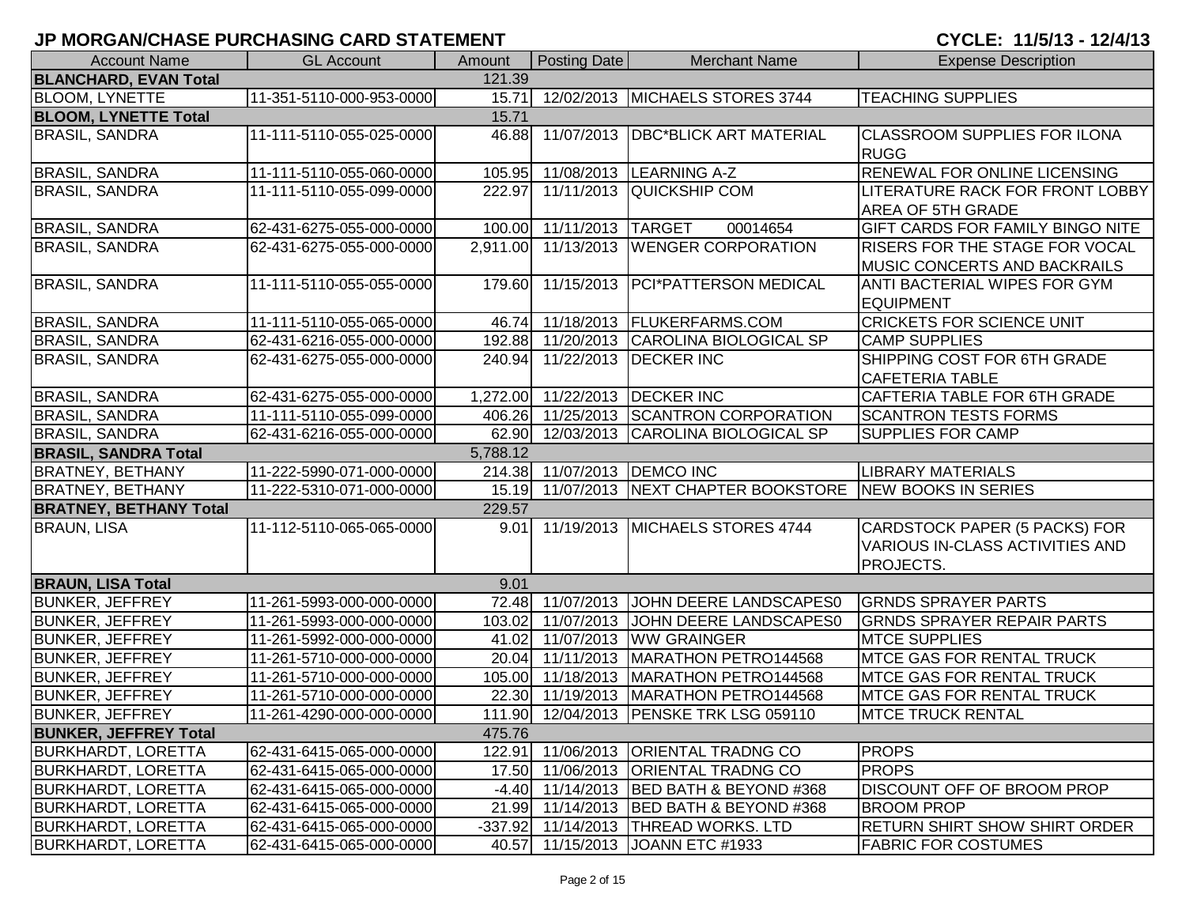## JP MORGAN/CHASE PURCHASING CARD STATEMENT

**CYCLE: 11/5/13 - 12/4/13**

| Account Name | GL Account | Amount | Posting Date | Merchant Name | Expense Description |
|---|---|---|---|---|---|
| **BLANCHARD, EVAN Total** | | 121.39 | | | |
| BLOOM, LYNETTE | 11-351-5110-000-953-0000 | 15.71 | 12/02/2013 | MICHAELS STORES 3744 | TEACHING SUPPLIES |
| **BLOOM, LYNETTE Total** | | 15.71 | | | |
| BRASIL, SANDRA | 11-111-5110-055-025-0000 | 46.88 | 11/07/2013 | DBC*BLICK ART MATERIAL | CLASSROOM SUPPLIES FOR ILONA RUGG |
| BRASIL, SANDRA | 11-111-5110-055-060-0000 | 105.95 | 11/08/2013 | LEARNING A-Z | RENEWAL FOR ONLINE LICENSING |
| BRASIL, SANDRA | 11-111-5110-055-099-0000 | 222.97 | 11/11/2013 | QUICKSHIP COM | LITERATURE RACK FOR FRONT LOBBY AREA OF 5TH GRADE |
| BRASIL, SANDRA | 62-431-6275-055-000-0000 | 100.00 | 11/11/2013 | TARGET 00014654 | GIFT CARDS FOR FAMILY BINGO NITE |
| BRASIL, SANDRA | 62-431-6275-055-000-0000 | 2,911.00 | 11/13/2013 | WENGER CORPORATION | RISERS FOR THE STAGE FOR VOCAL MUSIC CONCERTS AND BACKRAILS |
| BRASIL, SANDRA | 11-111-5110-055-055-0000 | 179.60 | 11/15/2013 | PCI*PATTERSON MEDICAL | ANTI BACTERIAL WIPES FOR GYM EQUIPMENT |
| BRASIL, SANDRA | 11-111-5110-055-065-0000 | 46.74 | 11/18/2013 | FLUKERFARMS.COM | CRICKETS FOR SCIENCE UNIT |
| BRASIL, SANDRA | 62-431-6216-055-000-0000 | 192.88 | 11/20/2013 | CAROLINA BIOLOGICAL SP | CAMP SUPPLIES |
| BRASIL, SANDRA | 62-431-6275-055-000-0000 | 240.94 | 11/22/2013 | DECKER INC | SHIPPING COST FOR 6TH GRADE CAFETERIA TABLE |
| BRASIL, SANDRA | 62-431-6275-055-000-0000 | 1,272.00 | 11/22/2013 | DECKER INC | CAFTERIA TABLE FOR 6TH GRADE |
| BRASIL, SANDRA | 11-111-5110-055-099-0000 | 406.26 | 11/25/2013 | SCANTRON CORPORATION | SCANTRON TESTS FORMS |
| BRASIL, SANDRA | 62-431-6216-055-000-0000 | 62.90 | 12/03/2013 | CAROLINA BIOLOGICAL SP | SUPPLIES FOR CAMP |
| **BRASIL, SANDRA Total** | | 5,788.12 | | | |
| BRATNEY, BETHANY | 11-222-5990-071-000-0000 | 214.38 | 11/07/2013 | DEMCO INC | LIBRARY MATERIALS |
| BRATNEY, BETHANY | 11-222-5310-071-000-0000 | 15.19 | 11/07/2013 | NEXT CHAPTER BOOKSTORE | NEW BOOKS IN SERIES |
| **BRATNEY, BETHANY Total** | | 229.57 | | | |
| BRAUN, LISA | 11-112-5110-065-065-0000 | 9.01 | 11/19/2013 | MICHAELS STORES 4744 | CARDSTOCK PAPER (5 PACKS) FOR VARIOUS IN-CLASS ACTIVITIES AND PROJECTS. |
| **BRAUN, LISA Total** | | 9.01 | | | |
| BUNKER, JEFFREY | 11-261-5993-000-000-0000 | 72.48 | 11/07/2013 | JOHN DEERE LANDSCAPES0 | GRNDS SPRAYER PARTS |
| BUNKER, JEFFREY | 11-261-5993-000-000-0000 | 103.02 | 11/07/2013 | JOHN DEERE LANDSCAPES0 | GRNDS SPRAYER REPAIR PARTS |
| BUNKER, JEFFREY | 11-261-5992-000-000-0000 | 41.02 | 11/07/2013 | WW GRAINGER | MTCE SUPPLIES |
| BUNKER, JEFFREY | 11-261-5710-000-000-0000 | 20.04 | 11/11/2013 | MARATHON PETRO144568 | MTCE GAS FOR RENTAL TRUCK |
| BUNKER, JEFFREY | 11-261-5710-000-000-0000 | 105.00 | 11/18/2013 | MARATHON PETRO144568 | MTCE GAS FOR RENTAL TRUCK |
| BUNKER, JEFFREY | 11-261-5710-000-000-0000 | 22.30 | 11/19/2013 | MARATHON PETRO144568 | MTCE GAS FOR RENTAL TRUCK |
| BUNKER, JEFFREY | 11-261-4290-000-000-0000 | 111.90 | 12/04/2013 | PENSKE TRK LSG 059110 | MTCE TRUCK RENTAL |
| **BUNKER, JEFFREY Total** | | 475.76 | | | |
| BURKHARDT, LORETTA | 62-431-6415-065-000-0000 | 122.91 | 11/06/2013 | ORIENTAL TRADNG CO | PROPS |
| BURKHARDT, LORETTA | 62-431-6415-065-000-0000 | 17.50 | 11/06/2013 | ORIENTAL TRADNG CO | PROPS |
| BURKHARDT, LORETTA | 62-431-6415-065-000-0000 | -4.40 | 11/14/2013 | BED BATH & BEYOND #368 | DISCOUNT OFF OF BROOM PROP |
| BURKHARDT, LORETTA | 62-431-6415-065-000-0000 | 21.99 | 11/14/2013 | BED BATH & BEYOND #368 | BROOM PROP |
| BURKHARDT, LORETTA | 62-431-6415-065-000-0000 | -337.92 | 11/14/2013 | THREAD WORKS. LTD | RETURN SHIRT SHOW SHIRT ORDER |
| BURKHARDT, LORETTA | 62-431-6415-065-000-0000 | 40.57 | 11/15/2013 | JOANN ETC #1933 | FABRIC FOR COSTUMES |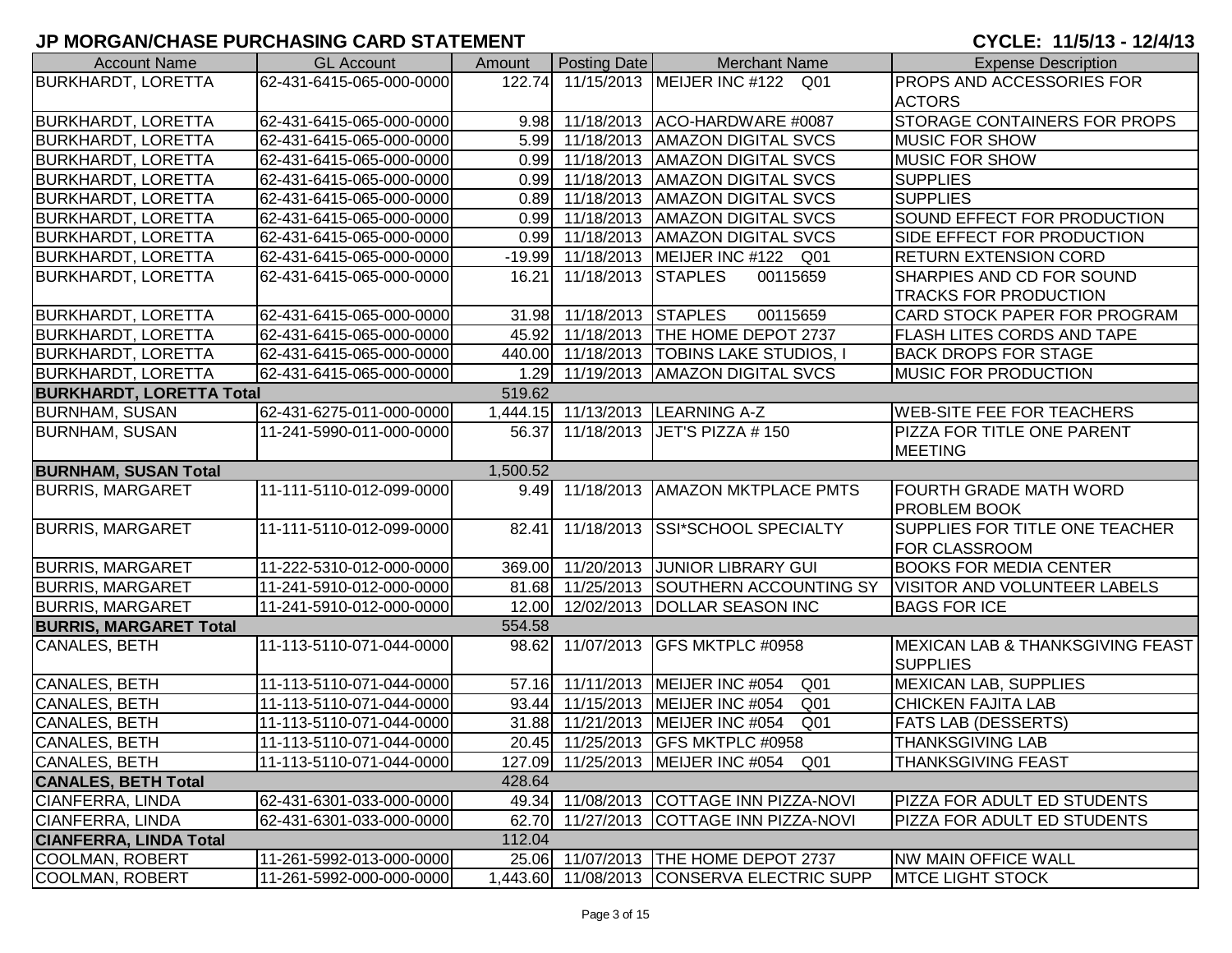# JP MORGAN/CHASE PURCHASING CARD STATEMENT

**CYCLE: 11/5/13 - 12/4/13**

| Account Name | GL Account | Amount | Posting Date | Merchant Name | Expense Description |
|---|---|---|---|---|---|
| BURKHARDT, LORETTA | 62-431-6415-065-000-0000 | 122.74 | 11/15/2013 | MEIJER INC #122 Q01 | PROPS AND ACCESSORIES FOR ACTORS |
| BURKHARDT, LORETTA | 62-431-6415-065-000-0000 | 9.98 | 11/18/2013 | ACO-HARDWARE #0087 | STORAGE CONTAINERS FOR PROPS |
| BURKHARDT, LORETTA | 62-431-6415-065-000-0000 | 5.99 | 11/18/2013 | AMAZON DIGITAL SVCS | MUSIC FOR SHOW |
| BURKHARDT, LORETTA | 62-431-6415-065-000-0000 | 0.99 | 11/18/2013 | AMAZON DIGITAL SVCS | MUSIC FOR SHOW |
| BURKHARDT, LORETTA | 62-431-6415-065-000-0000 | 0.99 | 11/18/2013 | AMAZON DIGITAL SVCS | SUPPLIES |
| BURKHARDT, LORETTA | 62-431-6415-065-000-0000 | 0.89 | 11/18/2013 | AMAZON DIGITAL SVCS | SUPPLIES |
| BURKHARDT, LORETTA | 62-431-6415-065-000-0000 | 0.99 | 11/18/2013 | AMAZON DIGITAL SVCS | SOUND EFFECT FOR PRODUCTION |
| BURKHARDT, LORETTA | 62-431-6415-065-000-0000 | 0.99 | 11/18/2013 | AMAZON DIGITAL SVCS | SIDE EFFECT FOR PRODUCTION |
| BURKHARDT, LORETTA | 62-431-6415-065-000-0000 | -19.99 | 11/18/2013 | MEIJER INC #122 Q01 | RETURN EXTENSION CORD |
| BURKHARDT, LORETTA | 62-431-6415-065-000-0000 | 16.21 | 11/18/2013 | STAPLES 00115659 | SHARPIES AND CD FOR SOUND TRACKS FOR PRODUCTION |
| BURKHARDT, LORETTA | 62-431-6415-065-000-0000 | 31.98 | 11/18/2013 | STAPLES 00115659 | CARD STOCK PAPER FOR PROGRAM |
| BURKHARDT, LORETTA | 62-431-6415-065-000-0000 | 45.92 | 11/18/2013 | THE HOME DEPOT 2737 | FLASH LITES CORDS AND TAPE |
| BURKHARDT, LORETTA | 62-431-6415-065-000-0000 | 440.00 | 11/18/2013 | TOBINS LAKE STUDIOS, I | BACK DROPS FOR STAGE |
| BURKHARDT, LORETTA | 62-431-6415-065-000-0000 | 1.29 | 11/19/2013 | AMAZON DIGITAL SVCS | MUSIC FOR PRODUCTION |
| **BURKHARDT, LORETTA Total** | | 519.62 | | | |
| BURNHAM, SUSAN | 62-431-6275-011-000-0000 | 1,444.15 | 11/13/2013 | LEARNING A-Z | WEB-SITE FEE FOR TEACHERS |
| BURNHAM, SUSAN | 11-241-5990-011-000-0000 | 56.37 | 11/18/2013 | JET'S PIZZA # 150 | PIZZA FOR TITLE ONE PARENT MEETING |
| **BURNHAM, SUSAN Total** | | 1,500.52 | | | |
| BURRIS, MARGARET | 11-111-5110-012-099-0000 | 9.49 | 11/18/2013 | AMAZON MKTPLACE PMTS | FOURTH GRADE MATH WORD PROBLEM BOOK |
| BURRIS, MARGARET | 11-111-5110-012-099-0000 | 82.41 | 11/18/2013 | SSI*SCHOOL SPECIALTY | SUPPLIES FOR TITLE ONE TEACHER FOR CLASSROOM |
| BURRIS, MARGARET | 11-222-5310-012-000-0000 | 369.00 | 11/20/2013 | JUNIOR LIBRARY GUI | BOOKS FOR MEDIA CENTER |
| BURRIS, MARGARET | 11-241-5910-012-000-0000 | 81.68 | 11/25/2013 | SOUTHERN ACCOUNTING SY | VISITOR AND VOLUNTEER LABELS |
| BURRIS, MARGARET | 11-241-5910-012-000-0000 | 12.00 | 12/02/2013 | DOLLAR SEASON INC | BAGS FOR ICE |
| **BURRIS, MARGARET Total** | | 554.58 | | | |
| CANALES, BETH | 11-113-5110-071-044-0000 | 98.62 | 11/07/2013 | GFS MKTPLC #0958 | MEXICAN LAB & THANKSGIVING FEAST SUPPLIES |
| CANALES, BETH | 11-113-5110-071-044-0000 | 57.16 | 11/11/2013 | MEIJER INC #054 Q01 | MEXICAN LAB, SUPPLIES |
| CANALES, BETH | 11-113-5110-071-044-0000 | 93.44 | 11/15/2013 | MEIJER INC #054 Q01 | CHICKEN FAJITA LAB |
| CANALES, BETH | 11-113-5110-071-044-0000 | 31.88 | 11/21/2013 | MEIJER INC #054 Q01 | FATS LAB (DESSERTS) |
| CANALES, BETH | 11-113-5110-071-044-0000 | 20.45 | 11/25/2013 | GFS MKTPLC #0958 | THANKSGIVING LAB |
| CANALES, BETH | 11-113-5110-071-044-0000 | 127.09 | 11/25/2013 | MEIJER INC #054 Q01 | THANKSGIVING FEAST |
| **CANALES, BETH Total** | | 428.64 | | | |
| CIANFERRA, LINDA | 62-431-6301-033-000-0000 | 49.34 | 11/08/2013 | COTTAGE INN PIZZA-NOVI | PIZZA FOR ADULT ED STUDENTS |
| CIANFERRA, LINDA | 62-431-6301-033-000-0000 | 62.70 | 11/27/2013 | COTTAGE INN PIZZA-NOVI | PIZZA FOR ADULT ED STUDENTS |
| **CIANFERRA, LINDA Total** | | 112.04 | | | |
| COOLMAN, ROBERT | 11-261-5992-013-000-0000 | 25.06 | 11/07/2013 | THE HOME DEPOT 2737 | NW MAIN OFFICE WALL |
| COOLMAN, ROBERT | 11-261-5992-000-000-0000 | 1,443.60 | 11/08/2013 | CONSERVA ELECTRIC SUPP | MTCE LIGHT STOCK |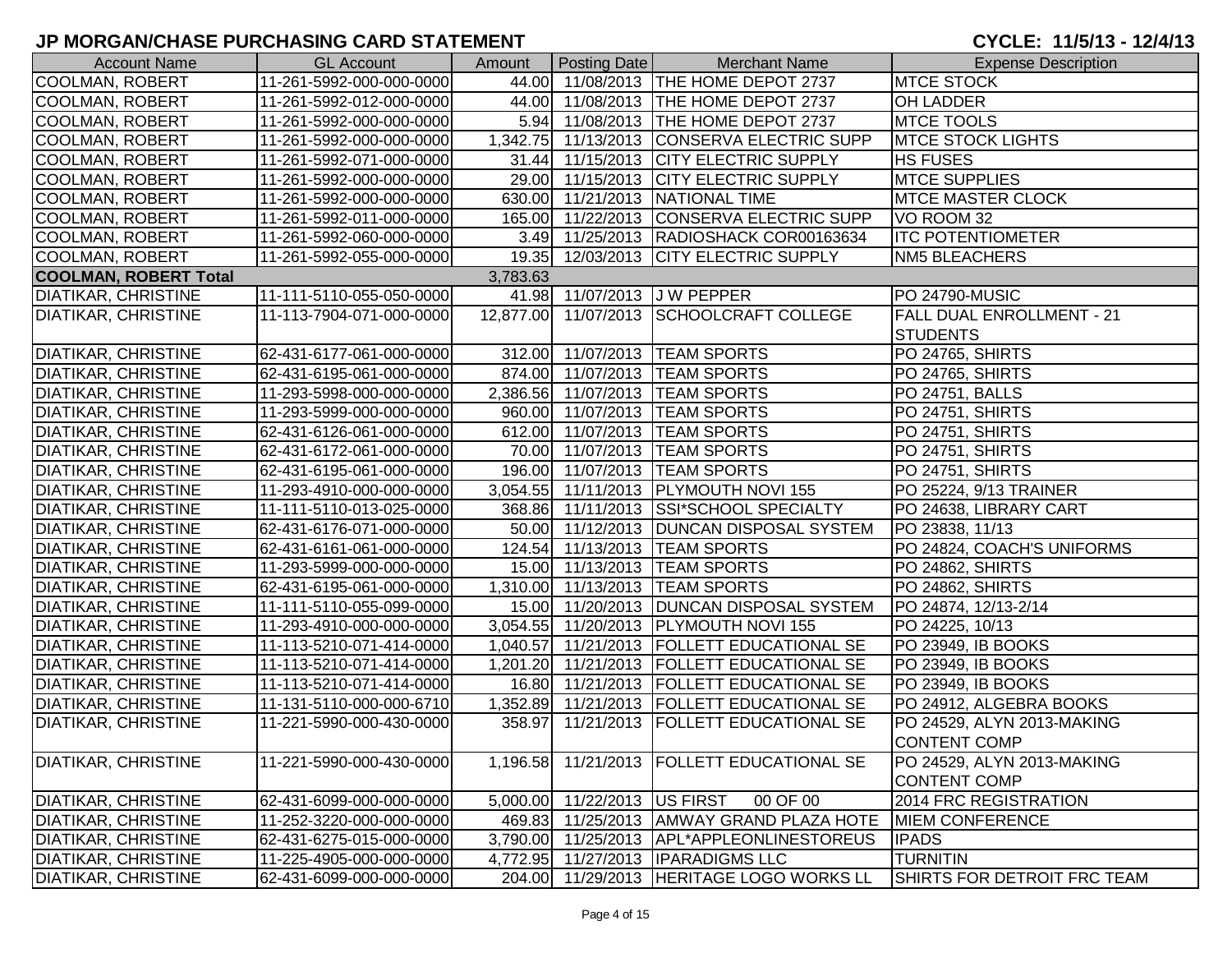# JP MORGAN/CHASE PURCHASING CARD STATEMENT

**CYCLE: 11/5/13 - 12/4/13**

| Account Name | GL Account | Amount | Posting Date | Merchant Name | Expense Description |
|---|---|---|---|---|---|
| COOLMAN, ROBERT | 11-261-5992-000-000-0000 | 44.00 | 11/08/2013 | THE HOME DEPOT 2737 | MTCE STOCK |
| COOLMAN, ROBERT | 11-261-5992-012-000-0000 | 44.00 | 11/08/2013 | THE HOME DEPOT 2737 | OH LADDER |
| COOLMAN, ROBERT | 11-261-5992-000-000-0000 | 5.94 | 11/08/2013 | THE HOME DEPOT 2737 | MTCE TOOLS |
| COOLMAN, ROBERT | 11-261-5992-000-000-0000 | 1,342.75 | 11/13/2013 | CONSERVA ELECTRIC SUPP | MTCE STOCK LIGHTS |
| COOLMAN, ROBERT | 11-261-5992-071-000-0000 | 31.44 | 11/15/2013 | CITY ELECTRIC SUPPLY | HS FUSES |
| COOLMAN, ROBERT | 11-261-5992-000-000-0000 | 29.00 | 11/15/2013 | CITY ELECTRIC SUPPLY | MTCE SUPPLIES |
| COOLMAN, ROBERT | 11-261-5992-000-000-0000 | 630.00 | 11/21/2013 | NATIONAL TIME | MTCE MASTER CLOCK |
| COOLMAN, ROBERT | 11-261-5992-011-000-0000 | 165.00 | 11/22/2013 | CONSERVA ELECTRIC SUPP | VO ROOM 32 |
| COOLMAN, ROBERT | 11-261-5992-060-000-0000 | 3.49 | 11/25/2013 | RADIOSHACK COR00163634 | ITC POTENTIOMETER |
| COOLMAN, ROBERT | 11-261-5992-055-000-0000 | 19.35 | 12/03/2013 | CITY ELECTRIC SUPPLY | NM5 BLEACHERS |
| **COOLMAN, ROBERT Total** | | 3,783.63 | | | |
| DIATIKAR, CHRISTINE | 11-111-5110-055-050-0000 | 41.98 | 11/07/2013 | J W PEPPER | PO 24790-MUSIC |
| DIATIKAR, CHRISTINE | 11-113-7904-071-000-0000 | 12,877.00 | 11/07/2013 | SCHOOLCRAFT COLLEGE | FALL DUAL ENROLLMENT - 21 STUDENTS |
| DIATIKAR, CHRISTINE | 62-431-6177-061-000-0000 | 312.00 | 11/07/2013 | TEAM SPORTS | PO 24765, SHIRTS |
| DIATIKAR, CHRISTINE | 62-431-6195-061-000-0000 | 874.00 | 11/07/2013 | TEAM SPORTS | PO 24765, SHIRTS |
| DIATIKAR, CHRISTINE | 11-293-5998-000-000-0000 | 2,386.56 | 11/07/2013 | TEAM SPORTS | PO 24751, BALLS |
| DIATIKAR, CHRISTINE | 11-293-5999-000-000-0000 | 960.00 | 11/07/2013 | TEAM SPORTS | PO 24751, SHIRTS |
| DIATIKAR, CHRISTINE | 62-431-6126-061-000-0000 | 612.00 | 11/07/2013 | TEAM SPORTS | PO 24751, SHIRTS |
| DIATIKAR, CHRISTINE | 62-431-6172-061-000-0000 | 70.00 | 11/07/2013 | TEAM SPORTS | PO 24751, SHIRTS |
| DIATIKAR, CHRISTINE | 62-431-6195-061-000-0000 | 196.00 | 11/07/2013 | TEAM SPORTS | PO 24751, SHIRTS |
| DIATIKAR, CHRISTINE | 11-293-4910-000-000-0000 | 3,054.55 | 11/11/2013 | PLYMOUTH NOVI 155 | PO 25224, 9/13 TRAINER |
| DIATIKAR, CHRISTINE | 11-111-5110-013-025-0000 | 368.86 | 11/11/2013 | SSI*SCHOOL SPECIALTY | PO 24638, LIBRARY CART |
| DIATIKAR, CHRISTINE | 62-431-6176-071-000-0000 | 50.00 | 11/12/2013 | DUNCAN DISPOSAL SYSTEM | PO 23838, 11/13 |
| DIATIKAR, CHRISTINE | 62-431-6161-061-000-0000 | 124.54 | 11/13/2013 | TEAM SPORTS | PO 24824, COACH'S UNIFORMS |
| DIATIKAR, CHRISTINE | 11-293-5999-000-000-0000 | 15.00 | 11/13/2013 | TEAM SPORTS | PO 24862, SHIRTS |
| DIATIKAR, CHRISTINE | 62-431-6195-061-000-0000 | 1,310.00 | 11/13/2013 | TEAM SPORTS | PO 24862, SHIRTS |
| DIATIKAR, CHRISTINE | 11-111-5110-055-099-0000 | 15.00 | 11/20/2013 | DUNCAN DISPOSAL SYSTEM | PO 24874, 12/13-2/14 |
| DIATIKAR, CHRISTINE | 11-293-4910-000-000-0000 | 3,054.55 | 11/20/2013 | PLYMOUTH NOVI 155 | PO 24225, 10/13 |
| DIATIKAR, CHRISTINE | 11-113-5210-071-414-0000 | 1,040.57 | 11/21/2013 | FOLLETT EDUCATIONAL SE | PO 23949, IB BOOKS |
| DIATIKAR, CHRISTINE | 11-113-5210-071-414-0000 | 1,201.20 | 11/21/2013 | FOLLETT EDUCATIONAL SE | PO 23949, IB BOOKS |
| DIATIKAR, CHRISTINE | 11-113-5210-071-414-0000 | 16.80 | 11/21/2013 | FOLLETT EDUCATIONAL SE | PO 23949, IB BOOKS |
| DIATIKAR, CHRISTINE | 11-131-5110-000-000-6710 | 1,352.89 | 11/21/2013 | FOLLETT EDUCATIONAL SE | PO 24912, ALGEBRA BOOKS |
| DIATIKAR, CHRISTINE | 11-221-5990-000-430-0000 | 358.97 | 11/21/2013 | FOLLETT EDUCATIONAL SE | PO 24529, ALYN 2013-MAKING CONTENT COMP |
| DIATIKAR, CHRISTINE | 11-221-5990-000-430-0000 | 1,196.58 | 11/21/2013 | FOLLETT EDUCATIONAL SE | PO 24529, ALYN 2013-MAKING CONTENT COMP |
| DIATIKAR, CHRISTINE | 62-431-6099-000-000-0000 | 5,000.00 | 11/22/2013 | US FIRST 00 OF 00 | 2014 FRC REGISTRATION |
| DIATIKAR, CHRISTINE | 11-252-3220-000-000-0000 | 469.83 | 11/25/2013 | AMWAY GRAND PLAZA HOTE | MIEM CONFERENCE |
| DIATIKAR, CHRISTINE | 62-431-6275-015-000-0000 | 3,790.00 | 11/25/2013 | APL*APPLEONLINESTOREUS | IPADS |
| DIATIKAR, CHRISTINE | 11-225-4905-000-000-0000 | 4,772.95 | 11/27/2013 | IPARADIGMS LLC | TURNITIN |
| DIATIKAR, CHRISTINE | 62-431-6099-000-000-0000 | 204.00 | 11/29/2013 | HERITAGE LOGO WORKS LL | SHIRTS FOR DETROIT FRC TEAM |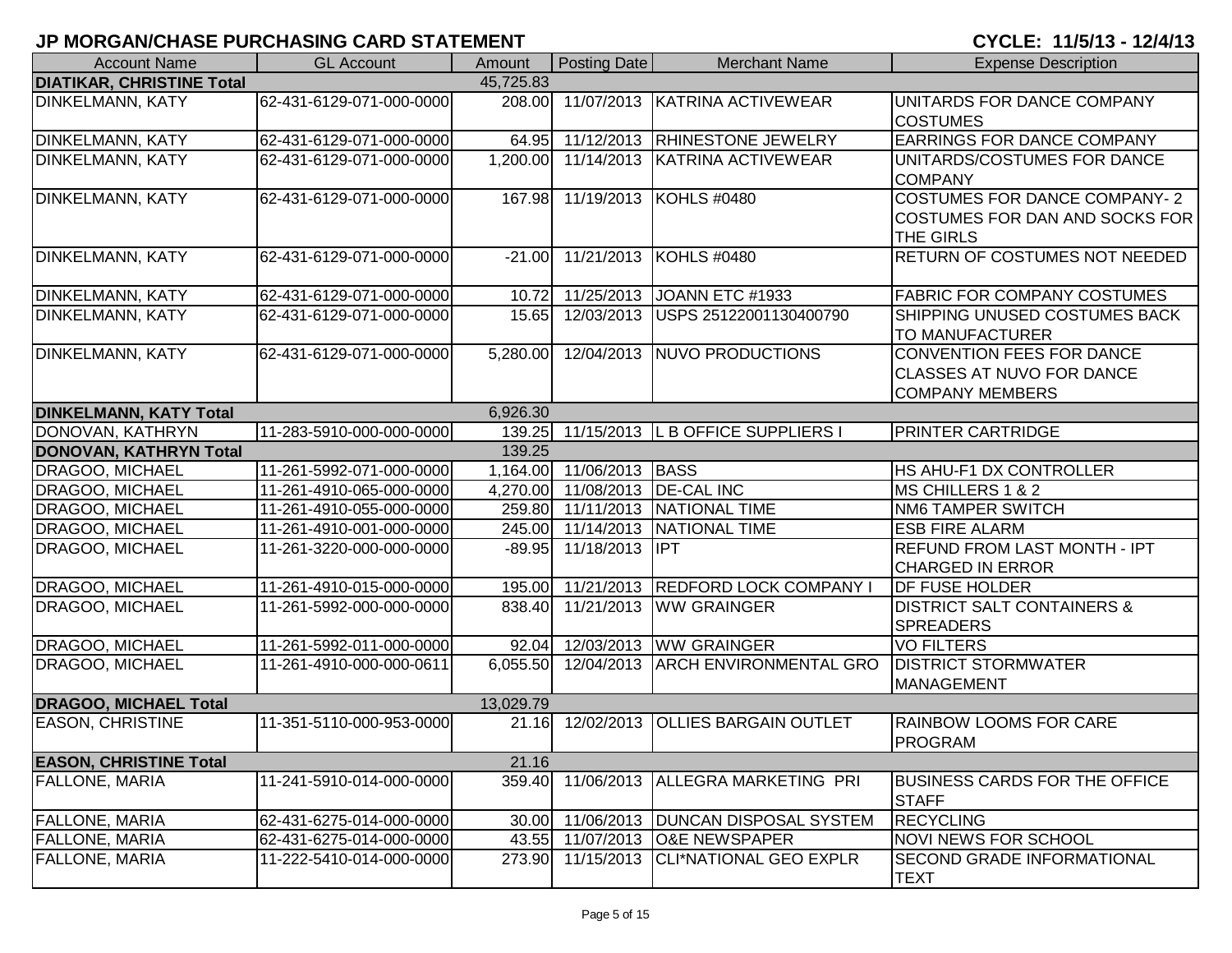# JP MORGAN/CHASE PURCHASING CARD STATEMENT

**CYCLE: 11/5/13 - 12/4/13**

| Account Name | GL Account | Amount | Posting Date | Merchant Name | Expense Description |
|---|---|---|---|---|---|
| **DIATIKAR, CHRISTINE Total** | | 45,725.83 | | | |
| DINKELMANN, KATY | 62-431-6129-071-000-0000 | 208.00 | 11/07/2013 | KATRINA ACTIVEWEAR | UNITARDS FOR DANCE COMPANY COSTUMES |
| DINKELMANN, KATY | 62-431-6129-071-000-0000 | 64.95 | 11/12/2013 | RHINESTONE JEWELRY | EARRINGS FOR DANCE COMPANY |
| DINKELMANN, KATY | 62-431-6129-071-000-0000 | 1,200.00 | 11/14/2013 | KATRINA ACTIVEWEAR | UNITARDS/COSTUMES FOR DANCE COMPANY |
| DINKELMANN, KATY | 62-431-6129-071-000-0000 | 167.98 | 11/19/2013 | KOHLS #0480 | COSTUMES FOR DANCE COMPANY- 2 COSTUMES FOR DAN AND SOCKS FOR THE GIRLS |
| DINKELMANN, KATY | 62-431-6129-071-000-0000 | -21.00 | 11/21/2013 | KOHLS #0480 | RETURN OF COSTUMES NOT NEEDED |
| DINKELMANN, KATY | 62-431-6129-071-000-0000 | 10.72 | 11/25/2013 | JOANN ETC #1933 | FABRIC FOR COMPANY COSTUMES |
| DINKELMANN, KATY | 62-431-6129-071-000-0000 | 15.65 | 12/03/2013 | USPS 25122001130400790 | SHIPPING UNUSED COSTUMES BACK TO MANUFACTURER |
| DINKELMANN, KATY | 62-431-6129-071-000-0000 | 5,280.00 | 12/04/2013 | NUVO PRODUCTIONS | CONVENTION FEES FOR DANCE CLASSES AT NUVO FOR DANCE COMPANY MEMBERS |
| **DINKELMANN, KATY Total** | | 6,926.30 | | | |
| DONOVAN, KATHRYN | 11-283-5910-000-000-0000 | 139.25 | 11/15/2013 | L B OFFICE SUPPLIERS I | PRINTER CARTRIDGE |
| **DONOVAN, KATHRYN Total** | | 139.25 | | | |
| DRAGOO, MICHAEL | 11-261-5992-071-000-0000 | 1,164.00 | 11/06/2013 | BASS | HS AHU-F1 DX CONTROLLER |
| DRAGOO, MICHAEL | 11-261-4910-065-000-0000 | 4,270.00 | 11/08/2013 | DE-CAL INC | MS CHILLERS 1 & 2 |
| DRAGOO, MICHAEL | 11-261-4910-055-000-0000 | 259.80 | 11/11/2013 | NATIONAL TIME | NM6 TAMPER SWITCH |
| DRAGOO, MICHAEL | 11-261-4910-001-000-0000 | 245.00 | 11/14/2013 | NATIONAL TIME | ESB FIRE ALARM |
| DRAGOO, MICHAEL | 11-261-3220-000-000-0000 | -89.95 | 11/18/2013 | IPT | REFUND FROM LAST MONTH - IPT CHARGED IN ERROR |
| DRAGOO, MICHAEL | 11-261-4910-015-000-0000 | 195.00 | 11/21/2013 | REDFORD LOCK COMPANY I | DF FUSE HOLDER |
| DRAGOO, MICHAEL | 11-261-5992-000-000-0000 | 838.40 | 11/21/2013 | WW GRAINGER | DISTRICT SALT CONTAINERS & SPREADERS |
| DRAGOO, MICHAEL | 11-261-5992-011-000-0000 | 92.04 | 12/03/2013 | WW GRAINGER | VO FILTERS |
| DRAGOO, MICHAEL | 11-261-4910-000-000-0611 | 6,055.50 | 12/04/2013 | ARCH ENVIRONMENTAL GRO | DISTRICT STORMWATER MANAGEMENT |
| **DRAGOO, MICHAEL Total** | | 13,029.79 | | | |
| EASON, CHRISTINE | 11-351-5110-000-953-0000 | 21.16 | 12/02/2013 | OLLIES BARGAIN OUTLET | RAINBOW LOOMS FOR CARE PROGRAM |
| **EASON, CHRISTINE Total** | | 21.16 | | | |
| FALLONE, MARIA | 11-241-5910-014-000-0000 | 359.40 | 11/06/2013 | ALLEGRA MARKETING PRI | BUSINESS CARDS FOR THE OFFICE STAFF |
| FALLONE, MARIA | 62-431-6275-014-000-0000 | 30.00 | 11/06/2013 | DUNCAN DISPOSAL SYSTEM | RECYCLING |
| FALLONE, MARIA | 62-431-6275-014-000-0000 | 43.55 | 11/07/2013 | O&E NEWSPAPER | NOVI NEWS FOR SCHOOL |
| FALLONE, MARIA | 11-222-5410-014-000-0000 | 273.90 | 11/15/2013 | CLI*NATIONAL GEO EXPLR | SECOND GRADE INFORMATIONAL TEXT |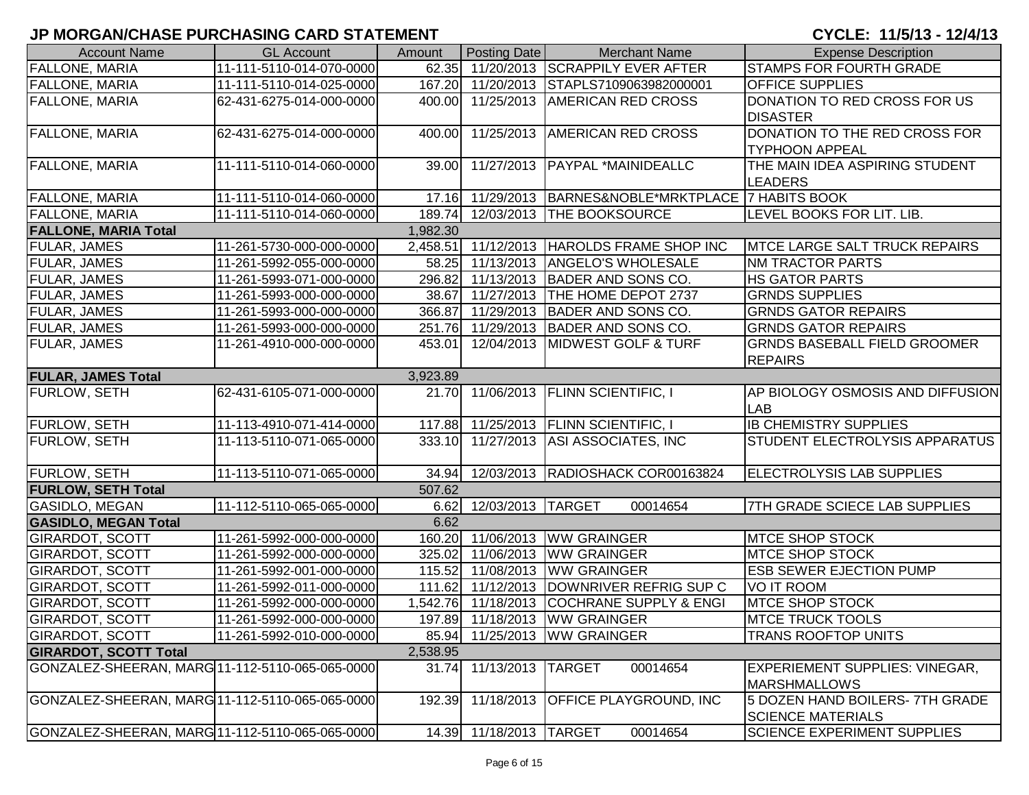## JP MORGAN/CHASE PURCHASING CARD STATEMENT

**CYCLE: 11/5/13 - 12/4/13**

| Account Name | GL Account | Amount | Posting Date | Merchant Name | Expense Description |
|---|---|---|---|---|---|
| FALLONE, MARIA | 11-111-5110-014-070-0000 | 62.35 | 11/20/2013 | SCRAPPILY EVER AFTER | STAMPS FOR FOURTH GRADE |
| FALLONE, MARIA | 11-111-5110-014-025-0000 | 167.20 | 11/20/2013 | STAPLS7109063982000001 | OFFICE SUPPLIES |
| FALLONE, MARIA | 62-431-6275-014-000-0000 | 400.00 | 11/25/2013 | AMERICAN RED CROSS | DONATION TO RED CROSS FOR US DISASTER |
| FALLONE, MARIA | 62-431-6275-014-000-0000 | 400.00 | 11/25/2013 | AMERICAN RED CROSS | DONATION TO THE RED CROSS FOR TYPHOON APPEAL |
| FALLONE, MARIA | 11-111-5110-014-060-0000 | 39.00 | 11/27/2013 | PAYPAL *MAINIDEALLC | THE MAIN IDEA ASPIRING STUDENT LEADERS |
| FALLONE, MARIA | 11-111-5110-014-060-0000 | 17.16 | 11/29/2013 | BARNES&NOBLE*MRKTPLACE | 7 HABITS BOOK |
| FALLONE, MARIA | 11-111-5110-014-060-0000 | 189.74 | 12/03/2013 | THE BOOKSOURCE | LEVEL BOOKS FOR LIT. LIB. |
| **FALLONE, MARIA Total** | | 1,982.30 | | | |
| FULAR, JAMES | 11-261-5730-000-000-0000 | 2,458.51 | 11/12/2013 | HAROLDS FRAME SHOP INC | MTCE LARGE SALT TRUCK REPAIRS |
| FULAR, JAMES | 11-261-5992-055-000-0000 | 58.25 | 11/13/2013 | ANGELO'S WHOLESALE | NM TRACTOR PARTS |
| FULAR, JAMES | 11-261-5993-071-000-0000 | 296.82 | 11/13/2013 | BADER AND SONS CO. | HS GATOR PARTS |
| FULAR, JAMES | 11-261-5993-000-000-0000 | 38.67 | 11/27/2013 | THE HOME DEPOT 2737 | GRNDS SUPPLIES |
| FULAR, JAMES | 11-261-5993-000-000-0000 | 366.87 | 11/29/2013 | BADER AND SONS CO. | GRNDS GATOR REPAIRS |
| FULAR, JAMES | 11-261-5993-000-000-0000 | 251.76 | 11/29/2013 | BADER AND SONS CO. | GRNDS GATOR REPAIRS |
| FULAR, JAMES | 11-261-4910-000-000-0000 | 453.01 | 12/04/2013 | MIDWEST GOLF & TURF | GRNDS BASEBALL FIELD GROOMER REPAIRS |
| **FULAR, JAMES Total** | | 3,923.89 | | | |
| FURLOW, SETH | 62-431-6105-071-000-0000 | 21.70 | 11/06/2013 | FLINN SCIENTIFIC, I | AP BIOLOGY OSMOSIS AND DIFFUSION LAB |
| FURLOW, SETH | 11-113-4910-071-414-0000 | 117.88 | 11/25/2013 | FLINN SCIENTIFIC, I | IB CHEMISTRY SUPPLIES |
| FURLOW, SETH | 11-113-5110-071-065-0000 | 333.10 | 11/27/2013 | ASI ASSOCIATES, INC | STUDENT ELECTROLYSIS APPARATUS |
| FURLOW, SETH | 11-113-5110-071-065-0000 | 34.94 | 12/03/2013 | RADIOSHACK COR00163824 | ELECTROLYSIS LAB SUPPLIES |
| **FURLOW, SETH Total** | | 507.62 | | | |
| GASIDLO, MEGAN | 11-112-5110-065-065-0000 | 6.62 | 12/03/2013 | TARGET 00014654 | 7TH GRADE SCIECE LAB SUPPLIES |
| **GASIDLO, MEGAN Total** | | 6.62 | | | |
| GIRARDOT, SCOTT | 11-261-5992-000-000-0000 | 160.20 | 11/06/2013 | WW GRAINGER | MTCE SHOP STOCK |
| GIRARDOT, SCOTT | 11-261-5992-000-000-0000 | 325.02 | 11/06/2013 | WW GRAINGER | MTCE SHOP STOCK |
| GIRARDOT, SCOTT | 11-261-5992-001-000-0000 | 115.52 | 11/08/2013 | WW GRAINGER | ESB SEWER EJECTION PUMP |
| GIRARDOT, SCOTT | 11-261-5992-011-000-0000 | 111.62 | 11/12/2013 | DOWNRIVER REFRIG SUP C | VO IT ROOM |
| GIRARDOT, SCOTT | 11-261-5992-000-000-0000 | 1,542.76 | 11/18/2013 | COCHRANE SUPPLY & ENGI | MTCE SHOP STOCK |
| GIRARDOT, SCOTT | 11-261-5992-000-000-0000 | 197.89 | 11/18/2013 | WW GRAINGER | MTCE TRUCK TOOLS |
| GIRARDOT, SCOTT | 11-261-5992-010-000-0000 | 85.94 | 11/25/2013 | WW GRAINGER | TRANS ROOFTOP UNITS |
| **GIRARDOT, SCOTT Total** | | 2,538.95 | | | |
| GONZALEZ-SHEERAN, MARG | 11-112-5110-065-065-0000 | 31.74 | 11/13/2013 | TARGET 00014654 | EXPERIEMENT SUPPLIES: VINEGAR, MARSHMALLOWS |
| GONZALEZ-SHEERAN, MARG | 11-112-5110-065-065-0000 | 192.39 | 11/18/2013 | OFFICE PLAYGROUND, INC | 5 DOZEN HAND BOILERS- 7TH GRADE SCIENCE MATERIALS |
| GONZALEZ-SHEERAN, MARG | 11-112-5110-065-065-0000 | 14.39 | 11/18/2013 | TARGET 00014654 | SCIENCE EXPERIMENT SUPPLIES |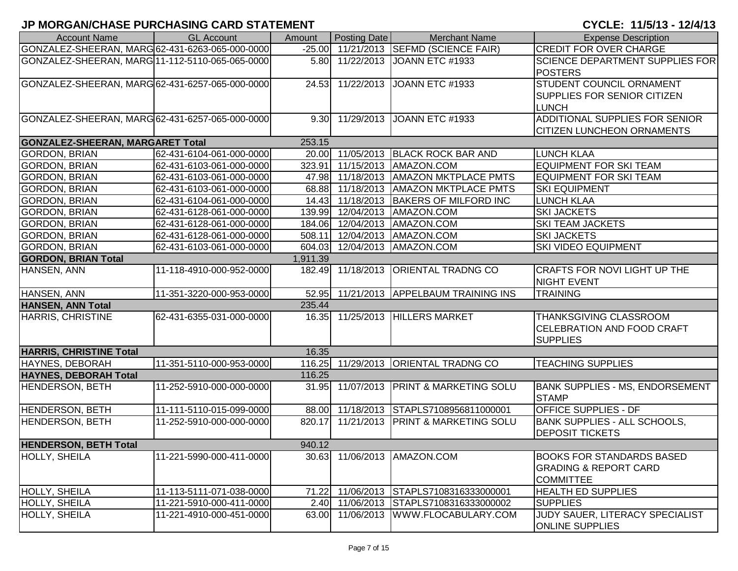# JP MORGAN/CHASE PURCHASING CARD STATEMENT

**CYCLE: 11/5/13 - 12/4/13**

| Account Name | GL Account | Amount | Posting Date | Merchant Name | Expense Description |
|---|---|---|---|---|---|
| GONZALEZ-SHEERAN, MARG | 62-431-6263-065-000-0000 | -25.00 | 11/21/2013 | SEFMD (SCIENCE FAIR) | CREDIT FOR OVER CHARGE |
| GONZALEZ-SHEERAN, MARG | 11-112-5110-065-065-0000 | 5.80 | 11/22/2013 | JOANN ETC #1933 | SCIENCE DEPARTMENT SUPPLIES FOR POSTERS |
| GONZALEZ-SHEERAN, MARG | 62-431-6257-065-000-0000 | 24.53 | 11/22/2013 | JOANN ETC #1933 | STUDENT COUNCIL ORNAMENT SUPPLIES FOR SENIOR CITIZEN LUNCH |
| GONZALEZ-SHEERAN, MARG | 62-431-6257-065-000-0000 | 9.30 | 11/29/2013 | JOANN ETC #1933 | ADDITIONAL SUPPLIES FOR SENIOR CITIZEN LUNCHEON ORNAMENTS |
| **GONZALEZ-SHEERAN, MARGARET Total** | | 253.15 | | | |
| GORDON, BRIAN | 62-431-6104-061-000-0000 | 20.00 | 11/05/2013 | BLACK ROCK BAR AND | LUNCH KLAA |
| GORDON, BRIAN | 62-431-6103-061-000-0000 | 323.91 | 11/15/2013 | AMAZON.COM | EQUIPMENT FOR SKI TEAM |
| GORDON, BRIAN | 62-431-6103-061-000-0000 | 47.98 | 11/18/2013 | AMAZON MKTPLACE PMTS | EQUIPMENT FOR SKI TEAM |
| GORDON, BRIAN | 62-431-6103-061-000-0000 | 68.88 | 11/18/2013 | AMAZON MKTPLACE PMTS | SKI EQUIPMENT |
| GORDON, BRIAN | 62-431-6104-061-000-0000 | 14.43 | 11/18/2013 | BAKERS OF MILFORD INC | LUNCH KLAA |
| GORDON, BRIAN | 62-431-6128-061-000-0000 | 139.99 | 12/04/2013 | AMAZON.COM | SKI JACKETS |
| GORDON, BRIAN | 62-431-6128-061-000-0000 | 184.06 | 12/04/2013 | AMAZON.COM | SKI TEAM JACKETS |
| GORDON, BRIAN | 62-431-6128-061-000-0000 | 508.11 | 12/04/2013 | AMAZON.COM | SKI JACKETS |
| GORDON, BRIAN | 62-431-6103-061-000-0000 | 604.03 | 12/04/2013 | AMAZON.COM | SKI VIDEO EQUIPMENT |
| **GORDON, BRIAN Total** | | 1,911.39 | | | |
| HANSEN, ANN | 11-118-4910-000-952-0000 | 182.49 | 11/18/2013 | ORIENTAL TRADNG CO | CRAFTS FOR NOVI LIGHT UP THE NIGHT EVENT |
| HANSEN, ANN | 11-351-3220-000-953-0000 | 52.95 | 11/21/2013 | APPELBAUM TRAINING INS | TRAINING |
| **HANSEN, ANN Total** | | 235.44 | | | |
| HARRIS, CHRISTINE | 62-431-6355-031-000-0000 | 16.35 | 11/25/2013 | HILLERS MARKET | THANKSGIVING CLASSROOM CELEBRATION AND FOOD CRAFT SUPPLIES |
| **HARRIS, CHRISTINE Total** | | 16.35 | | | |
| HAYNES, DEBORAH | 11-351-5110-000-953-0000 | 116.25 | 11/29/2013 | ORIENTAL TRADNG CO | TEACHING SUPPLIES |
| **HAYNES, DEBORAH Total** | | 116.25 | | | |
| HENDERSON, BETH | 11-252-5910-000-000-0000 | 31.95 | 11/07/2013 | PRINT & MARKETING SOLU | BANK SUPPLIES - MS, ENDORSEMENT STAMP |
| HENDERSON, BETH | 11-111-5110-015-099-0000 | 88.00 | 11/18/2013 | STAPLS7108956811000001 | OFFICE SUPPLIES - DF |
| HENDERSON, BETH | 11-252-5910-000-000-0000 | 820.17 | 11/21/2013 | PRINT & MARKETING SOLU | BANK SUPPLIES - ALL SCHOOLS, DEPOSIT TICKETS |
| **HENDERSON, BETH Total** | | 940.12 | | | |
| HOLLY, SHEILA | 11-221-5990-000-411-0000 | 30.63 | 11/06/2013 | AMAZON.COM | BOOKS FOR STANDARDS BASED GRADING & REPORT CARD COMMITTEE |
| HOLLY, SHEILA | 11-113-5111-071-038-0000 | 71.22 | 11/06/2013 | STAPLS7108316333000001 | HEALTH ED SUPPLIES |
| HOLLY, SHEILA | 11-221-5910-000-411-0000 | 2.40 | 11/06/2013 | STAPLS7108316333000002 | SUPPLIES |
| HOLLY, SHEILA | 11-221-4910-000-451-0000 | 63.00 | 11/06/2013 | WWW.FLOCABULARY.COM | JUDY SAUER, LITERACY SPECIALIST ONLINE SUPPLIES |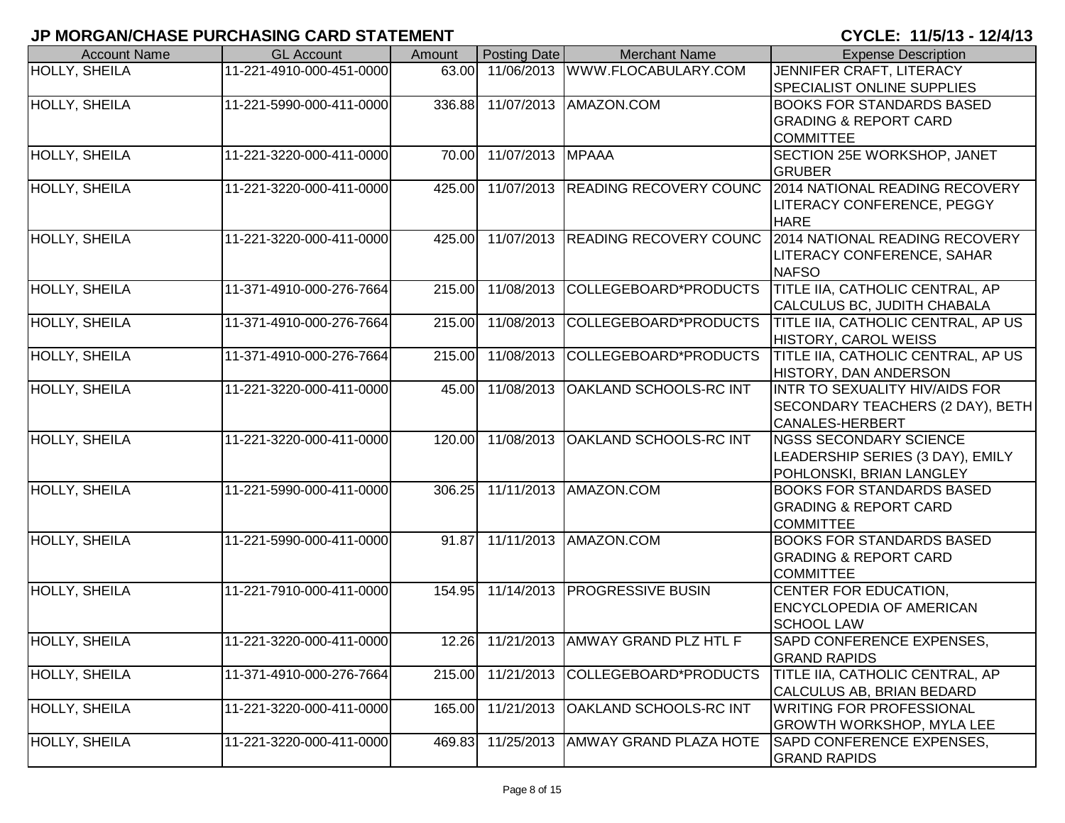# JP MORGAN/CHASE PURCHASING CARD STATEMENT

**CYCLE: 11/5/13 - 12/4/13**

| Account Name | GL Account | Amount | Posting Date | Merchant Name | Expense Description |
|---|---|---|---|---|---|
| HOLLY, SHEILA | 11-221-4910-000-451-0000 | 63.00 | 11/06/2013 | WWW.FLOCABULARY.COM | JENNIFER CRAFT, LITERACY SPECIALIST ONLINE SUPPLIES |
| HOLLY, SHEILA | 11-221-5990-000-411-0000 | 336.88 | 11/07/2013 | AMAZON.COM | BOOKS FOR STANDARDS BASED GRADING & REPORT CARD COMMITTEE |
| HOLLY, SHEILA | 11-221-3220-000-411-0000 | 70.00 | 11/07/2013 | MPAAA | SECTION 25E WORKSHOP, JANET GRUBER |
| HOLLY, SHEILA | 11-221-3220-000-411-0000 | 425.00 | 11/07/2013 | READING RECOVERY COUNC | 2014 NATIONAL READING RECOVERY LITERACY CONFERENCE, PEGGY HARE |
| HOLLY, SHEILA | 11-221-3220-000-411-0000 | 425.00 | 11/07/2013 | READING RECOVERY COUNC | 2014 NATIONAL READING RECOVERY LITERACY CONFERENCE, SAHAR NAFSO |
| HOLLY, SHEILA | 11-371-4910-000-276-7664 | 215.00 | 11/08/2013 | COLLEGEBOARD*PRODUCTS | TITLE IIA, CATHOLIC CENTRAL, AP CALCULUS BC, JUDITH CHABALA |
| HOLLY, SHEILA | 11-371-4910-000-276-7664 | 215.00 | 11/08/2013 | COLLEGEBOARD*PRODUCTS | TITLE IIA, CATHOLIC CENTRAL, AP US HISTORY, CAROL WEISS |
| HOLLY, SHEILA | 11-371-4910-000-276-7664 | 215.00 | 11/08/2013 | COLLEGEBOARD*PRODUCTS | TITLE IIA, CATHOLIC CENTRAL, AP US HISTORY, DAN ANDERSON |
| HOLLY, SHEILA | 11-221-3220-000-411-0000 | 45.00 | 11/08/2013 | OAKLAND SCHOOLS-RC INT | INTR TO SEXUALITY HIV/AIDS FOR SECONDARY TEACHERS (2 DAY), BETH CANALES-HERBERT |
| HOLLY, SHEILA | 11-221-3220-000-411-0000 | 120.00 | 11/08/2013 | OAKLAND SCHOOLS-RC INT | NGSS SECONDARY SCIENCE LEADERSHIP SERIES (3 DAY), EMILY POHLONSKI, BRIAN LANGLEY |
| HOLLY, SHEILA | 11-221-5990-000-411-0000 | 306.25 | 11/11/2013 | AMAZON.COM | BOOKS FOR STANDARDS BASED GRADING & REPORT CARD COMMITTEE |
| HOLLY, SHEILA | 11-221-5990-000-411-0000 | 91.87 | 11/11/2013 | AMAZON.COM | BOOKS FOR STANDARDS BASED GRADING & REPORT CARD COMMITTEE |
| HOLLY, SHEILA | 11-221-7910-000-411-0000 | 154.95 | 11/14/2013 | PROGRESSIVE BUSIN | CENTER FOR EDUCATION, ENCYCLOPEDIA OF AMERICAN SCHOOL LAW |
| HOLLY, SHEILA | 11-221-3220-000-411-0000 | 12.26 | 11/21/2013 | AMWAY GRAND PLZ HTL F | SAPD CONFERENCE EXPENSES, GRAND RAPIDS |
| HOLLY, SHEILA | 11-371-4910-000-276-7664 | 215.00 | 11/21/2013 | COLLEGEBOARD*PRODUCTS | TITLE IIA, CATHOLIC CENTRAL, AP CALCULUS AB, BRIAN BEDARD |
| HOLLY, SHEILA | 11-221-3220-000-411-0000 | 165.00 | 11/21/2013 | OAKLAND SCHOOLS-RC INT | WRITING FOR PROFESSIONAL GROWTH WORKSHOP, MYLA LEE |
| HOLLY, SHEILA | 11-221-3220-000-411-0000 | 469.83 | 11/25/2013 | AMWAY GRAND PLAZA HOTE | SAPD CONFERENCE EXPENSES, GRAND RAPIDS |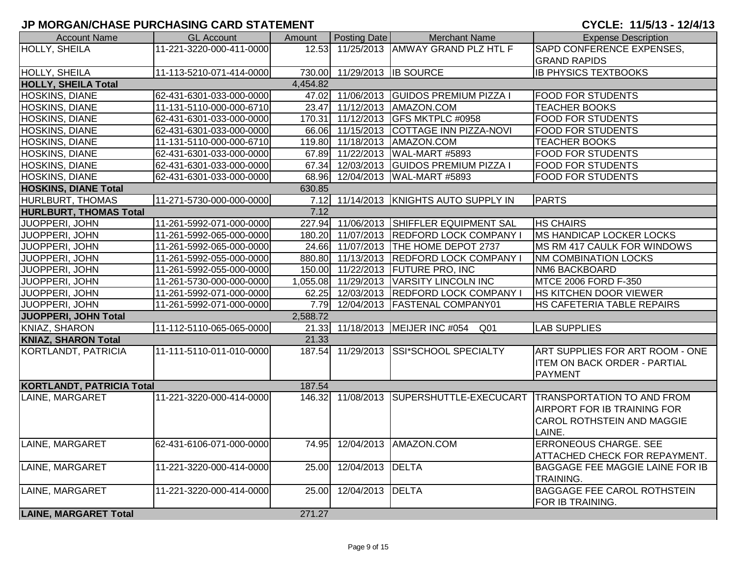# JP MORGAN/CHASE PURCHASING CARD STATEMENT

**CYCLE: 11/5/13 - 12/4/13**

| Account Name | GL Account | Amount | Posting Date | Merchant Name | Expense Description |
|---|---|---|---|---|---|
| HOLLY, SHEILA | 11-221-3220-000-411-0000 | 12.53 | 11/25/2013 | AMWAY GRAND PLZ HTL F | SAPD CONFERENCE EXPENSES, GRAND RAPIDS |
| HOLLY, SHEILA | 11-113-5210-071-414-0000 | 730.00 | 11/29/2013 | IB SOURCE | IB PHYSICS TEXTBOOKS |
| **HOLLY, SHEILA Total** | | 4,454.82 | | | |
| HOSKINS, DIANE | 62-431-6301-033-000-0000 | 47.02 | 11/06/2013 | GUIDOS PREMIUM PIZZA I | FOOD FOR STUDENTS |
| HOSKINS, DIANE | 11-131-5110-000-000-6710 | 23.47 | 11/12/2013 | AMAZON.COM | TEACHER BOOKS |
| HOSKINS, DIANE | 62-431-6301-033-000-0000 | 170.31 | 11/12/2013 | GFS MKTPLC #0958 | FOOD FOR STUDENTS |
| HOSKINS, DIANE | 62-431-6301-033-000-0000 | 66.06 | 11/15/2013 | COTTAGE INN PIZZA-NOVI | FOOD FOR STUDENTS |
| HOSKINS, DIANE | 11-131-5110-000-000-6710 | 119.80 | 11/18/2013 | AMAZON.COM | TEACHER BOOKS |
| HOSKINS, DIANE | 62-431-6301-033-000-0000 | 67.89 | 11/22/2013 | WAL-MART #5893 | FOOD FOR STUDENTS |
| HOSKINS, DIANE | 62-431-6301-033-000-0000 | 67.34 | 12/03/2013 | GUIDOS PREMIUM PIZZA I | FOOD FOR STUDENTS |
| HOSKINS, DIANE | 62-431-6301-033-000-0000 | 68.96 | 12/04/2013 | WAL-MART #5893 | FOOD FOR STUDENTS |
| **HOSKINS, DIANE Total** | | 630.85 | | | |
| HURLBURT, THOMAS | 11-271-5730-000-000-0000 | 7.12 | 11/14/2013 | KNIGHTS AUTO SUPPLY IN | PARTS |
| **HURLBURT, THOMAS Total** | | 7.12 | | | |
| JUOPPERI, JOHN | 11-261-5992-071-000-0000 | 227.94 | 11/06/2013 | SHIFFLER EQUIPMENT SAL | HS CHAIRS |
| JUOPPERI, JOHN | 11-261-5992-065-000-0000 | 180.20 | 11/07/2013 | REDFORD LOCK COMPANY I | MS HANDICAP LOCKER LOCKS |
| JUOPPERI, JOHN | 11-261-5992-065-000-0000 | 24.66 | 11/07/2013 | THE HOME DEPOT 2737 | MS RM 417 CAULK FOR WINDOWS |
| JUOPPERI, JOHN | 11-261-5992-055-000-0000 | 880.80 | 11/13/2013 | REDFORD LOCK COMPANY I | NM COMBINATION LOCKS |
| JUOPPERI, JOHN | 11-261-5992-055-000-0000 | 150.00 | 11/22/2013 | FUTURE PRO, INC | NM6 BACKBOARD |
| JUOPPERI, JOHN | 11-261-5730-000-000-0000 | 1,055.08 | 11/29/2013 | VARSITY LINCOLN INC | MTCE 2006 FORD F-350 |
| JUOPPERI, JOHN | 11-261-5992-071-000-0000 | 62.25 | 12/03/2013 | REDFORD LOCK COMPANY I | HS KITCHEN DOOR VIEWER |
| JUOPPERI, JOHN | 11-261-5992-071-000-0000 | 7.79 | 12/04/2013 | FASTENAL COMPANY01 | HS CAFETERIA TABLE REPAIRS |
| **JUOPPERI, JOHN Total** | | 2,588.72 | | | |
| KNIAZ, SHARON | 11-112-5110-065-065-0000 | 21.33 | 11/18/2013 | MEIJER INC #054 Q01 | LAB SUPPLIES |
| **KNIAZ, SHARON Total** | | 21.33 | | | |
| KORTLANDT, PATRICIA | 11-111-5110-011-010-0000 | 187.54 | 11/29/2013 | SSI*SCHOOL SPECIALTY | ART SUPPLIES FOR ART ROOM - ONE ITEM ON BACK ORDER - PARTIAL PAYMENT |
| **KORTLANDT, PATRICIA Total** | | 187.54 | | | |
| LAINE, MARGARET | 11-221-3220-000-414-0000 | 146.32 | 11/08/2013 | SUPERSHUTTLE-EXECUCART | TRANSPORTATION TO AND FROM AIRPORT FOR IB TRAINING FOR CAROL ROTHSTEIN AND MAGGIE LAINE. |
| LAINE, MARGARET | 62-431-6106-071-000-0000 | 74.95 | 12/04/2013 | AMAZON.COM | ERRONEOUS CHARGE. SEE ATTACHED CHECK FOR REPAYMENT. |
| LAINE, MARGARET | 11-221-3220-000-414-0000 | 25.00 | 12/04/2013 | DELTA | BAGGAGE FEE MAGGIE LAINE FOR IB TRAINING. |
| LAINE, MARGARET | 11-221-3220-000-414-0000 | 25.00 | 12/04/2013 | DELTA | BAGGAGE FEE CAROL ROTHSTEIN FOR IB TRAINING. |
| **LAINE, MARGARET Total** | | 271.27 | | | |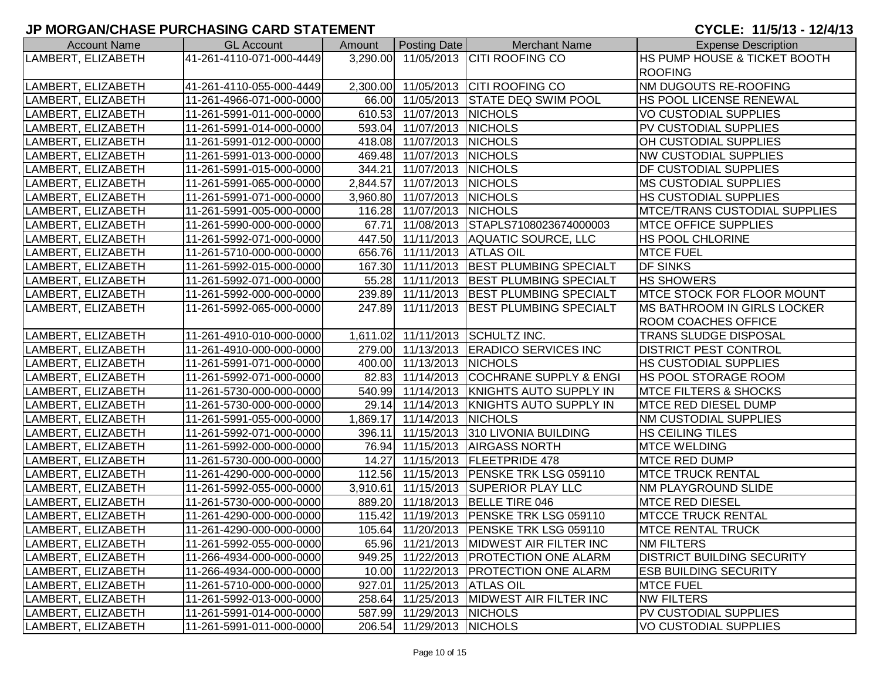# JP MORGAN/CHASE PURCHASING CARD STATEMENT

**CYCLE: 11/5/13 - 12/4/13**

| Account Name | GL Account | Amount | Posting Date | Merchant Name | Expense Description |
|---|---|---|---|---|---|
| LAMBERT, ELIZABETH | 41-261-4110-071-000-4449 | 3,290.00 | 11/05/2013 | CITI ROOFING CO | HS PUMP HOUSE & TICKET BOOTH ROOFING |
| LAMBERT, ELIZABETH | 41-261-4110-055-000-4449 | 2,300.00 | 11/05/2013 | CITI ROOFING CO | NM DUGOUTS RE-ROOFING |
| LAMBERT, ELIZABETH | 11-261-4966-071-000-0000 | 66.00 | 11/05/2013 | STATE DEQ SWIM POOL | HS POOL LICENSE RENEWAL |
| LAMBERT, ELIZABETH | 11-261-5991-011-000-0000 | 610.53 | 11/07/2013 | NICHOLS | VO CUSTODIAL SUPPLIES |
| LAMBERT, ELIZABETH | 11-261-5991-014-000-0000 | 593.04 | 11/07/2013 | NICHOLS | PV CUSTODIAL SUPPLIES |
| LAMBERT, ELIZABETH | 11-261-5991-012-000-0000 | 418.08 | 11/07/2013 | NICHOLS | OH CUSTODIAL SUPPLIES |
| LAMBERT, ELIZABETH | 11-261-5991-013-000-0000 | 469.48 | 11/07/2013 | NICHOLS | NW CUSTODIAL SUPPLIES |
| LAMBERT, ELIZABETH | 11-261-5991-015-000-0000 | 344.21 | 11/07/2013 | NICHOLS | DF CUSTODIAL SUPPLIES |
| LAMBERT, ELIZABETH | 11-261-5991-065-000-0000 | 2,844.57 | 11/07/2013 | NICHOLS | MS CUSTODIAL SUPPLIES |
| LAMBERT, ELIZABETH | 11-261-5991-071-000-0000 | 3,960.80 | 11/07/2013 | NICHOLS | HS CUSTODIAL SUPPLIES |
| LAMBERT, ELIZABETH | 11-261-5991-005-000-0000 | 116.28 | 11/07/2013 | NICHOLS | MTCE/TRANS CUSTODIAL SUPPLIES |
| LAMBERT, ELIZABETH | 11-261-5990-000-000-0000 | 67.71 | 11/08/2013 | STAPLS7108023674000003 | MTCE OFFICE SUPPLIES |
| LAMBERT, ELIZABETH | 11-261-5992-071-000-0000 | 447.50 | 11/11/2013 | AQUATIC SOURCE, LLC | HS POOL CHLORINE |
| LAMBERT, ELIZABETH | 11-261-5710-000-000-0000 | 656.76 | 11/11/2013 | ATLAS OIL | MTCE FUEL |
| LAMBERT, ELIZABETH | 11-261-5992-015-000-0000 | 167.30 | 11/11/2013 | BEST PLUMBING SPECIALT | DF SINKS |
| LAMBERT, ELIZABETH | 11-261-5992-071-000-0000 | 55.28 | 11/11/2013 | BEST PLUMBING SPECIALT | HS SHOWERS |
| LAMBERT, ELIZABETH | 11-261-5992-000-000-0000 | 239.89 | 11/11/2013 | BEST PLUMBING SPECIALT | MTCE STOCK FOR FLOOR MOUNT |
| LAMBERT, ELIZABETH | 11-261-5992-065-000-0000 | 247.89 | 11/11/2013 | BEST PLUMBING SPECIALT | MS BATHROOM IN GIRLS LOCKER ROOM COACHES OFFICE |
| LAMBERT, ELIZABETH | 11-261-4910-010-000-0000 | 1,611.02 | 11/11/2013 | SCHULTZ INC. | TRANS SLUDGE DISPOSAL |
| LAMBERT, ELIZABETH | 11-261-4910-000-000-0000 | 279.00 | 11/13/2013 | ERADICO SERVICES INC | DISTRICT PEST CONTROL |
| LAMBERT, ELIZABETH | 11-261-5991-071-000-0000 | 400.00 | 11/13/2013 | NICHOLS | HS CUSTODIAL SUPPLIES |
| LAMBERT, ELIZABETH | 11-261-5992-071-000-0000 | 82.83 | 11/14/2013 | COCHRANE SUPPLY & ENGI | HS POOL STORAGE ROOM |
| LAMBERT, ELIZABETH | 11-261-5730-000-000-0000 | 540.99 | 11/14/2013 | KNIGHTS AUTO SUPPLY IN | MTCE FILTERS & SHOCKS |
| LAMBERT, ELIZABETH | 11-261-5730-000-000-0000 | 29.14 | 11/14/2013 | KNIGHTS AUTO SUPPLY IN | MTCE RED DIESEL DUMP |
| LAMBERT, ELIZABETH | 11-261-5991-055-000-0000 | 1,869.17 | 11/14/2013 | NICHOLS | NM CUSTODIAL SUPPLIES |
| LAMBERT, ELIZABETH | 11-261-5992-071-000-0000 | 396.11 | 11/15/2013 | 310 LIVONIA BUILDING | HS CEILING TILES |
| LAMBERT, ELIZABETH | 11-261-5992-000-000-0000 | 76.94 | 11/15/2013 | AIRGASS NORTH | MTCE WELDING |
| LAMBERT, ELIZABETH | 11-261-5730-000-000-0000 | 14.27 | 11/15/2013 | FLEETPRIDE 478 | MTCE RED DUMP |
| LAMBERT, ELIZABETH | 11-261-4290-000-000-0000 | 112.56 | 11/15/2013 | PENSKE TRK LSG 059110 | MTCE TRUCK RENTAL |
| LAMBERT, ELIZABETH | 11-261-5992-055-000-0000 | 3,910.61 | 11/15/2013 | SUPERIOR PLAY LLC | NM PLAYGROUND SLIDE |
| LAMBERT, ELIZABETH | 11-261-5730-000-000-0000 | 889.20 | 11/18/2013 | BELLE TIRE 046 | MTCE RED DIESEL |
| LAMBERT, ELIZABETH | 11-261-4290-000-000-0000 | 115.42 | 11/19/2013 | PENSKE TRK LSG 059110 | MTCCE TRUCK RENTAL |
| LAMBERT, ELIZABETH | 11-261-4290-000-000-0000 | 105.64 | 11/20/2013 | PENSKE TRK LSG 059110 | MTCE RENTAL TRUCK |
| LAMBERT, ELIZABETH | 11-261-5992-055-000-0000 | 65.96 | 11/21/2013 | MIDWEST AIR FILTER INC | NM FILTERS |
| LAMBERT, ELIZABETH | 11-266-4934-000-000-0000 | 949.25 | 11/22/2013 | PROTECTION ONE ALARM | DISTRICT BUILDING SECURITY |
| LAMBERT, ELIZABETH | 11-266-4934-000-000-0000 | 10.00 | 11/22/2013 | PROTECTION ONE ALARM | ESB BUILDING SECURITY |
| LAMBERT, ELIZABETH | 11-261-5710-000-000-0000 | 927.01 | 11/25/2013 | ATLAS OIL | MTCE FUEL |
| LAMBERT, ELIZABETH | 11-261-5992-013-000-0000 | 258.64 | 11/25/2013 | MIDWEST AIR FILTER INC | NW FILTERS |
| LAMBERT, ELIZABETH | 11-261-5991-014-000-0000 | 587.99 | 11/29/2013 | NICHOLS | PV CUSTODIAL SUPPLIES |
| LAMBERT, ELIZABETH | 11-261-5991-011-000-0000 | 206.54 | 11/29/2013 | NICHOLS | VO CUSTODIAL SUPPLIES |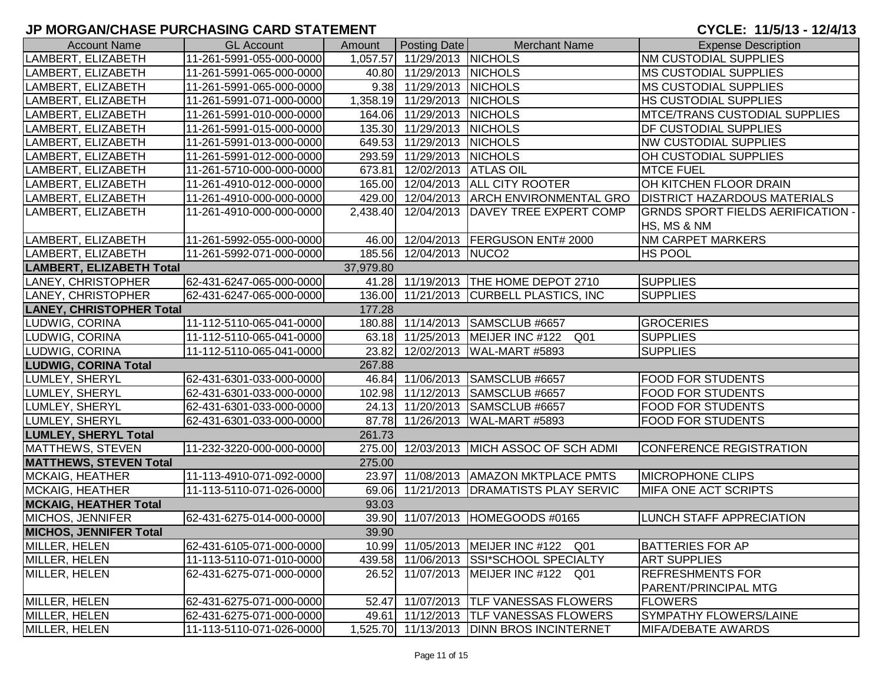# JP MORGAN/CHASE PURCHASING CARD STATEMENT

**CYCLE: 11/5/13 - 12/4/13**

| Account Name | GL Account | Amount | Posting Date | Merchant Name | Expense Description |
|---|---|---|---|---|---|
| LAMBERT, ELIZABETH | 11-261-5991-055-000-0000 | 1,057.57 | 11/29/2013 | NICHOLS | NM CUSTODIAL SUPPLIES |
| LAMBERT, ELIZABETH | 11-261-5991-065-000-0000 | 40.80 | 11/29/2013 | NICHOLS | MS CUSTODIAL SUPPLIES |
| LAMBERT, ELIZABETH | 11-261-5991-065-000-0000 | 9.38 | 11/29/2013 | NICHOLS | MS CUSTODIAL SUPPLIES |
| LAMBERT, ELIZABETH | 11-261-5991-071-000-0000 | 1,358.19 | 11/29/2013 | NICHOLS | HS CUSTODIAL SUPPLIES |
| LAMBERT, ELIZABETH | 11-261-5991-010-000-0000 | 164.06 | 11/29/2013 | NICHOLS | MTCE/TRANS CUSTODIAL SUPPLIES |
| LAMBERT, ELIZABETH | 11-261-5991-015-000-0000 | 135.30 | 11/29/2013 | NICHOLS | DF CUSTODIAL SUPPLIES |
| LAMBERT, ELIZABETH | 11-261-5991-013-000-0000 | 649.53 | 11/29/2013 | NICHOLS | NW CUSTODIAL SUPPLIES |
| LAMBERT, ELIZABETH | 11-261-5991-012-000-0000 | 293.59 | 11/29/2013 | NICHOLS | OH CUSTODIAL SUPPLIES |
| LAMBERT, ELIZABETH | 11-261-5710-000-000-0000 | 673.81 | 12/02/2013 | ATLAS OIL | MTCE FUEL |
| LAMBERT, ELIZABETH | 11-261-4910-012-000-0000 | 165.00 | 12/04/2013 | ALL CITY ROOTER | OH KITCHEN FLOOR DRAIN |
| LAMBERT, ELIZABETH | 11-261-4910-000-000-0000 | 429.00 | 12/04/2013 | ARCH ENVIRONMENTAL GRO | DISTRICT HAZARDOUS MATERIALS |
| LAMBERT, ELIZABETH | 11-261-4910-000-000-0000 | 2,438.40 | 12/04/2013 | DAVEY TREE EXPERT COMP | GRNDS SPORT FIELDS AERIFICATION - HS, MS & NM |
| LAMBERT, ELIZABETH | 11-261-5992-055-000-0000 | 46.00 | 12/04/2013 | FERGUSON ENT# 2000 | NM CARPET MARKERS |
| LAMBERT, ELIZABETH | 11-261-5992-071-000-0000 | 185.56 | 12/04/2013 | NUCO2 | HS POOL |
| **LAMBERT, ELIZABETH Total** | | 37,979.80 | | | |
| LANEY, CHRISTOPHER | 62-431-6247-065-000-0000 | 41.28 | 11/19/2013 | THE HOME DEPOT 2710 | SUPPLIES |
| LANEY, CHRISTOPHER | 62-431-6247-065-000-0000 | 136.00 | 11/21/2013 | CURBELL PLASTICS, INC | SUPPLIES |
| **LANEY, CHRISTOPHER Total** | | 177.28 | | | |
| LUDWIG, CORINA | 11-112-5110-065-041-0000 | 180.88 | 11/14/2013 | SAMSCLUB #6657 | GROCERIES |
| LUDWIG, CORINA | 11-112-5110-065-041-0000 | 63.18 | 11/25/2013 | MEIJER INC #122 Q01 | SUPPLIES |
| LUDWIG, CORINA | 11-112-5110-065-041-0000 | 23.82 | 12/02/2013 | WAL-MART #5893 | SUPPLIES |
| **LUDWIG, CORINA Total** | | 267.88 | | | |
| LUMLEY, SHERYL | 62-431-6301-033-000-0000 | 46.84 | 11/06/2013 | SAMSCLUB #6657 | FOOD FOR STUDENTS |
| LUMLEY, SHERYL | 62-431-6301-033-000-0000 | 102.98 | 11/12/2013 | SAMSCLUB #6657 | FOOD FOR STUDENTS |
| LUMLEY, SHERYL | 62-431-6301-033-000-0000 | 24.13 | 11/20/2013 | SAMSCLUB #6657 | FOOD FOR STUDENTS |
| LUMLEY, SHERYL | 62-431-6301-033-000-0000 | 87.78 | 11/26/2013 | WAL-MART #5893 | FOOD FOR STUDENTS |
| **LUMLEY, SHERYL Total** | | 261.73 | | | |
| MATTHEWS, STEVEN | 11-232-3220-000-000-0000 | 275.00 | 12/03/2013 | MICH ASSOC OF SCH ADMI | CONFERENCE REGISTRATION |
| **MATTHEWS, STEVEN Total** | | 275.00 | | | |
| MCKAIG, HEATHER | 11-113-4910-071-092-0000 | 23.97 | 11/08/2013 | AMAZON MKTPLACE PMTS | MICROPHONE CLIPS |
| MCKAIG, HEATHER | 11-113-5110-071-026-0000 | 69.06 | 11/21/2013 | DRAMATISTS PLAY SERVIC | MIFA ONE ACT SCRIPTS |
| **MCKAIG, HEATHER Total** | | 93.03 | | | |
| MICHOS, JENNIFER | 62-431-6275-014-000-0000 | 39.90 | 11/07/2013 | HOMEGOODS #0165 | LUNCH STAFF APPRECIATION |
| **MICHOS, JENNIFER Total** | | 39.90 | | | |
| MILLER, HELEN | 62-431-6105-071-000-0000 | 10.99 | 11/05/2013 | MEIJER INC #122 Q01 | BATTERIES FOR AP |
| MILLER, HELEN | 11-113-5110-071-010-0000 | 439.58 | 11/06/2013 | SSI*SCHOOL SPECIALTY | ART SUPPLIES |
| MILLER, HELEN | 62-431-6275-071-000-0000 | 26.52 | 11/07/2013 | MEIJER INC #122 Q01 | REFRESHMENTS FOR PARENT/PRINCIPAL MTG |
| MILLER, HELEN | 62-431-6275-071-000-0000 | 52.47 | 11/07/2013 | TLF VANESSAS FLOWERS | FLOWERS |
| MILLER, HELEN | 62-431-6275-071-000-0000 | 49.61 | 11/12/2013 | TLF VANESSAS FLOWERS | SYMPATHY FLOWERS/LAINE |
| MILLER, HELEN | 11-113-5110-071-026-0000 | 1,525.70 | 11/13/2013 | DINN BROS INCINTERNET | MIFA/DEBATE AWARDS |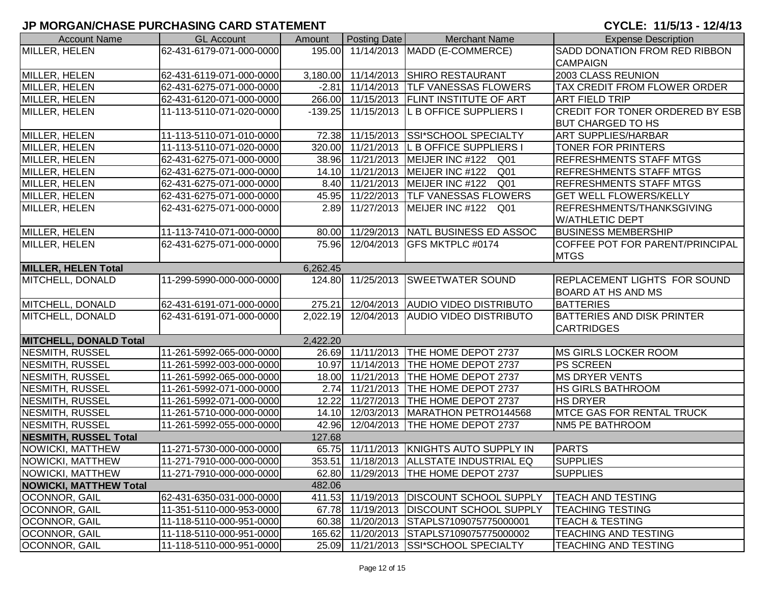# JP MORGAN/CHASE PURCHASING CARD STATEMENT

**CYCLE: 11/5/13 - 12/4/13**

| Account Name | GL Account | Amount | Posting Date | Merchant Name | Expense Description |
|---|---|---|---|---|---|
| MILLER, HELEN | 62-431-6179-071-000-0000 | 195.00 | 11/14/2013 | MADD (E-COMMERCE) | SADD DONATION FROM RED RIBBON CAMPAIGN |
| MILLER, HELEN | 62-431-6119-071-000-0000 | 3,180.00 | 11/14/2013 | SHIRO RESTAURANT | 2003 CLASS REUNION |
| MILLER, HELEN | 62-431-6275-071-000-0000 | -2.81 | 11/14/2013 | TLF VANESSAS FLOWERS | TAX CREDIT FROM FLOWER ORDER |
| MILLER, HELEN | 62-431-6120-071-000-0000 | 266.00 | 11/15/2013 | FLINT INSTITUTE OF ART | ART FIELD TRIP |
| MILLER, HELEN | 11-113-5110-071-020-0000 | -139.25 | 11/15/2013 | L B OFFICE SUPPLIERS I | CREDIT FOR TONER ORDERED BY ESB BUT CHARGED TO HS |
| MILLER, HELEN | 11-113-5110-071-010-0000 | 72.38 | 11/15/2013 | SSI*SCHOOL SPECIALTY | ART SUPPLIES/HARBAR |
| MILLER, HELEN | 11-113-5110-071-020-0000 | 320.00 | 11/21/2013 | L B OFFICE SUPPLIERS I | TONER FOR PRINTERS |
| MILLER, HELEN | 62-431-6275-071-000-0000 | 38.96 | 11/21/2013 | MEIJER INC #122 Q01 | REFRESHMENTS STAFF MTGS |
| MILLER, HELEN | 62-431-6275-071-000-0000 | 14.10 | 11/21/2013 | MEIJER INC #122 Q01 | REFRESHMENTS STAFF MTGS |
| MILLER, HELEN | 62-431-6275-071-000-0000 | 8.40 | 11/21/2013 | MEIJER INC #122 Q01 | REFRESHMENTS STAFF MTGS |
| MILLER, HELEN | 62-431-6275-071-000-0000 | 45.95 | 11/22/2013 | TLF VANESSAS FLOWERS | GET WELL FLOWERS/KELLY |
| MILLER, HELEN | 62-431-6275-071-000-0000 | 2.89 | 11/27/2013 | MEIJER INC #122 Q01 | REFRESHMENTS/THANKSGIVING W/ATHLETIC DEPT |
| MILLER, HELEN | 11-113-7410-071-000-0000 | 80.00 | 11/29/2013 | NATL BUSINESS ED ASSOC | BUSINESS MEMBERSHIP |
| MILLER, HELEN | 62-431-6275-071-000-0000 | 75.96 | 12/04/2013 | GFS MKTPLC #0174 | COFFEE POT FOR PARENT/PRINCIPAL MTGS |
| **MILLER, HELEN Total** | | 6,262.45 | | | |
| MITCHELL, DONALD | 11-299-5990-000-000-0000 | 124.80 | 11/25/2013 | SWEETWATER SOUND | REPLACEMENT LIGHTS FOR SOUND BOARD AT HS AND MS |
| MITCHELL, DONALD | 62-431-6191-071-000-0000 | 275.21 | 12/04/2013 | AUDIO VIDEO DISTRIBUTO | BATTERIES |
| MITCHELL, DONALD | 62-431-6191-071-000-0000 | 2,022.19 | 12/04/2013 | AUDIO VIDEO DISTRIBUTO | BATTERIES AND DISK PRINTER CARTRIDGES |
| **MITCHELL, DONALD Total** | | 2,422.20 | | | |
| NESMITH, RUSSEL | 11-261-5992-065-000-0000 | 26.69 | 11/11/2013 | THE HOME DEPOT 2737 | MS GIRLS LOCKER ROOM |
| NESMITH, RUSSEL | 11-261-5992-003-000-0000 | 10.97 | 11/14/2013 | THE HOME DEPOT 2737 | PS SCREEN |
| NESMITH, RUSSEL | 11-261-5992-065-000-0000 | 18.00 | 11/21/2013 | THE HOME DEPOT 2737 | MS DRYER VENTS |
| NESMITH, RUSSEL | 11-261-5992-071-000-0000 | 2.74 | 11/21/2013 | THE HOME DEPOT 2737 | HS GIRLS BATHROOM |
| NESMITH, RUSSEL | 11-261-5992-071-000-0000 | 12.22 | 11/27/2013 | THE HOME DEPOT 2737 | HS DRYER |
| NESMITH, RUSSEL | 11-261-5710-000-000-0000 | 14.10 | 12/03/2013 | MARATHON PETRO144568 | MTCE GAS FOR RENTAL TRUCK |
| NESMITH, RUSSEL | 11-261-5992-055-000-0000 | 42.96 | 12/04/2013 | THE HOME DEPOT 2737 | NM5 PE BATHROOM |
| **NESMITH, RUSSEL Total** | | 127.68 | | | |
| NOWICKI, MATTHEW | 11-271-5730-000-000-0000 | 65.75 | 11/11/2013 | KNIGHTS AUTO SUPPLY IN | PARTS |
| NOWICKI, MATTHEW | 11-271-7910-000-000-0000 | 353.51 | 11/18/2013 | ALLSTATE INDUSTRIAL EQ | SUPPLIES |
| NOWICKI, MATTHEW | 11-271-7910-000-000-0000 | 62.80 | 11/29/2013 | THE HOME DEPOT 2737 | SUPPLIES |
| **NOWICKI, MATTHEW Total** | | 482.06 | | | |
| OCONNOR, GAIL | 62-431-6350-031-000-0000 | 411.53 | 11/19/2013 | DISCOUNT SCHOOL SUPPLY | TEACH AND TESTING |
| OCONNOR, GAIL | 11-351-5110-000-953-0000 | 67.78 | 11/19/2013 | DISCOUNT SCHOOL SUPPLY | TEACHING TESTING |
| OCONNOR, GAIL | 11-118-5110-000-951-0000 | 60.38 | 11/20/2013 | STAPLS7109075775000001 | TEACH & TESTING |
| OCONNOR, GAIL | 11-118-5110-000-951-0000 | 165.62 | 11/20/2013 | STAPLS7109075775000002 | TEACHING AND TESTING |
| OCONNOR, GAIL | 11-118-5110-000-951-0000 | 25.09 | 11/21/2013 | SSI*SCHOOL SPECIALTY | TEACHING AND TESTING |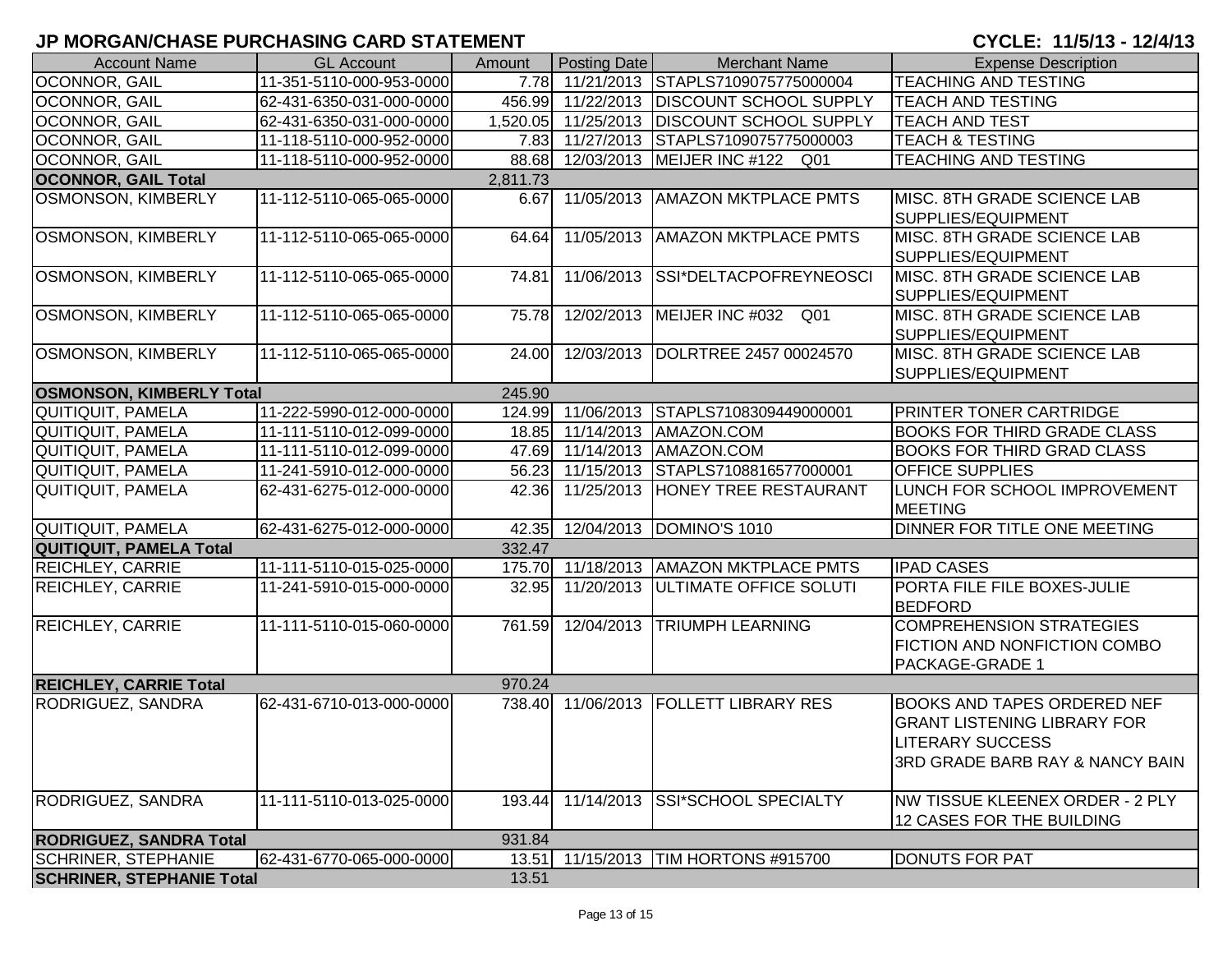# JP MORGAN/CHASE PURCHASING CARD STATEMENT

**CYCLE: 11/5/13 - 12/4/13**

| Account Name | GL Account | Amount | Posting Date | Merchant Name | Expense Description |
|---|---|---|---|---|---|
| OCONNOR, GAIL | 11-351-5110-000-953-0000 | 7.78 | 11/21/2013 | STAPLS7109075775000004 | TEACHING AND TESTING |
| OCONNOR, GAIL | 62-431-6350-031-000-0000 | 456.99 | 11/22/2013 | DISCOUNT SCHOOL SUPPLY | TEACH AND TESTING |
| OCONNOR, GAIL | 62-431-6350-031-000-0000 | 1,520.05 | 11/25/2013 | DISCOUNT SCHOOL SUPPLY | TEACH AND TEST |
| OCONNOR, GAIL | 11-118-5110-000-952-0000 | 7.83 | 11/27/2013 | STAPLS7109075775000003 | TEACH & TESTING |
| OCONNOR, GAIL | 11-118-5110-000-952-0000 | 88.68 | 12/03/2013 | MEIJER INC #122 Q01 | TEACHING AND TESTING |
| **OCONNOR, GAIL Total** | | 2,811.73 | | | |
| OSMONSON, KIMBERLY | 11-112-5110-065-065-0000 | 6.67 | 11/05/2013 | AMAZON MKTPLACE PMTS | MISC. 8TH GRADE SCIENCE LAB SUPPLIES/EQUIPMENT |
| OSMONSON, KIMBERLY | 11-112-5110-065-065-0000 | 64.64 | 11/05/2013 | AMAZON MKTPLACE PMTS | MISC. 8TH GRADE SCIENCE LAB SUPPLIES/EQUIPMENT |
| OSMONSON, KIMBERLY | 11-112-5110-065-065-0000 | 74.81 | 11/06/2013 | SSI*DELTACPOFREYNEOSCI | MISC. 8TH GRADE SCIENCE LAB SUPPLIES/EQUIPMENT |
| OSMONSON, KIMBERLY | 11-112-5110-065-065-0000 | 75.78 | 12/02/2013 | MEIJER INC #032 Q01 | MISC. 8TH GRADE SCIENCE LAB SUPPLIES/EQUIPMENT |
| OSMONSON, KIMBERLY | 11-112-5110-065-065-0000 | 24.00 | 12/03/2013 | DOLRTREE 2457 00024570 | MISC. 8TH GRADE SCIENCE LAB SUPPLIES/EQUIPMENT |
| **OSMONSON, KIMBERLY Total** | | 245.90 | | | |
| QUITIQUIT, PAMELA | 11-222-5990-012-000-0000 | 124.99 | 11/06/2013 | STAPLS7108309449000001 | PRINTER TONER CARTRIDGE |
| QUITIQUIT, PAMELA | 11-111-5110-012-099-0000 | 18.85 | 11/14/2013 | AMAZON.COM | BOOKS FOR THIRD GRADE CLASS |
| QUITIQUIT, PAMELA | 11-111-5110-012-099-0000 | 47.69 | 11/14/2013 | AMAZON.COM | BOOKS FOR THIRD GRAD CLASS |
| QUITIQUIT, PAMELA | 11-241-5910-012-000-0000 | 56.23 | 11/15/2013 | STAPLS7108816577000001 | OFFICE SUPPLIES |
| QUITIQUIT, PAMELA | 62-431-6275-012-000-0000 | 42.36 | 11/25/2013 | HONEY TREE RESTAURANT | LUNCH FOR SCHOOL IMPROVEMENT MEETING |
| QUITIQUIT, PAMELA | 62-431-6275-012-000-0000 | 42.35 | 12/04/2013 | DOMINO'S 1010 | DINNER FOR TITLE ONE MEETING |
| **QUITIQUIT, PAMELA Total** | | 332.47 | | | |
| REICHLEY, CARRIE | 11-111-5110-015-025-0000 | 175.70 | 11/18/2013 | AMAZON MKTPLACE PMTS | IPAD CASES |
| REICHLEY, CARRIE | 11-241-5910-015-000-0000 | 32.95 | 11/20/2013 | ULTIMATE OFFICE SOLUTI | PORTA FILE FILE BOXES-JULIE BEDFORD |
| REICHLEY, CARRIE | 11-111-5110-015-060-0000 | 761.59 | 12/04/2013 | TRIUMPH LEARNING | COMPREHENSION STRATEGIES FICTION AND NONFICTION COMBO PACKAGE-GRADE 1 |
| **REICHLEY, CARRIE Total** | | 970.24 | | | |
| RODRIGUEZ, SANDRA | 62-431-6710-013-000-0000 | 738.40 | 11/06/2013 | FOLLETT LIBRARY RES | BOOKS AND TAPES ORDERED NEF GRANT LISTENING LIBRARY FOR LITERARY SUCCESS 3RD GRADE BARB RAY & NANCY BAIN |
| RODRIGUEZ, SANDRA | 11-111-5110-013-025-0000 | 193.44 | 11/14/2013 | SSI*SCHOOL SPECIALTY | NW TISSUE KLEENEX ORDER - 2 PLY 12 CASES FOR THE BUILDING |
| **RODRIGUEZ, SANDRA Total** | | 931.84 | | | |
| SCHRINER, STEPHANIE | 62-431-6770-065-000-0000 | 13.51 | 11/15/2013 | TIM HORTONS #915700 | DONUTS FOR PAT |
| **SCHRINER, STEPHANIE Total** | | 13.51 | | | |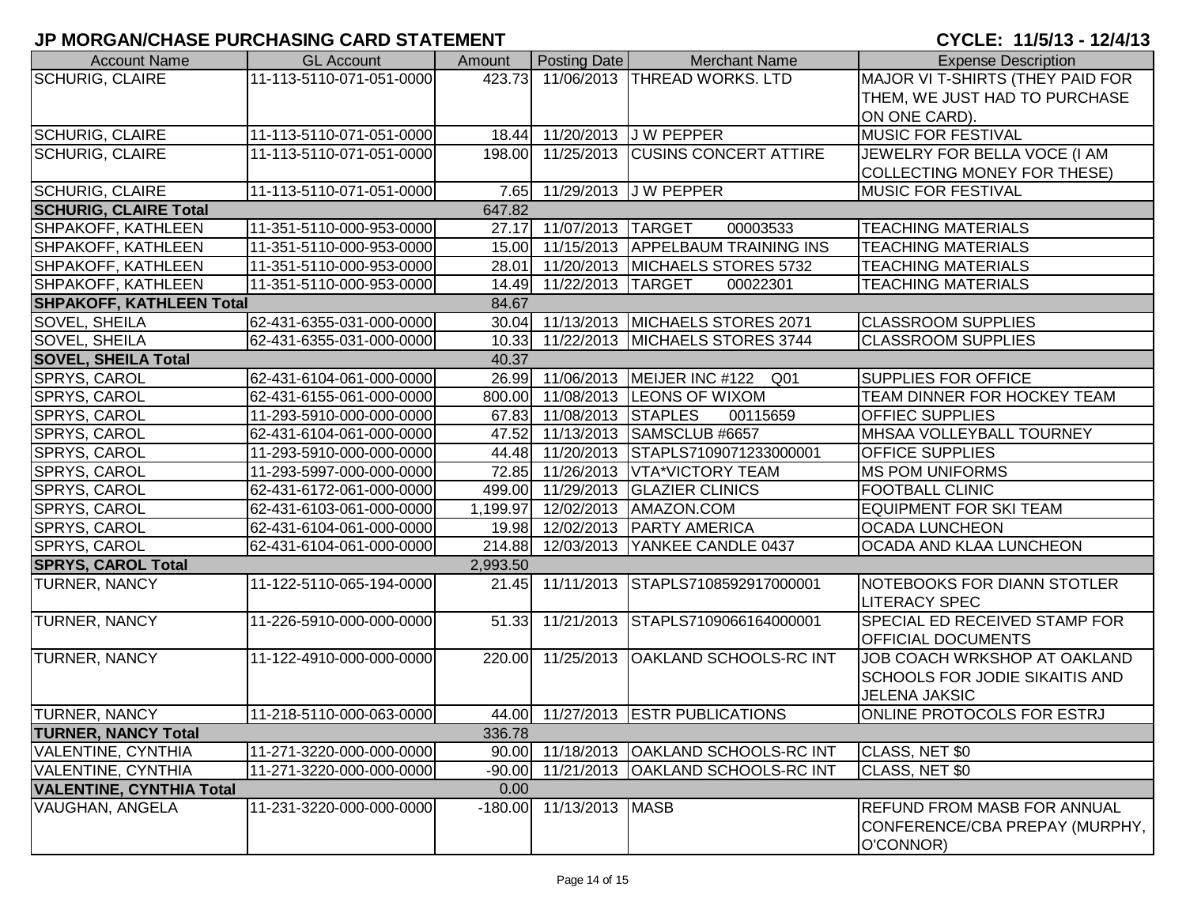# JP MORGAN/CHASE PURCHASING CARD STATEMENT

**CYCLE: 11/5/13 - 12/4/13**

| Account Name | GL Account | Amount | Posting Date | Merchant Name | Expense Description |
|---|---|---|---|---|---|
| SCHURIG, CLAIRE | 11-113-5110-071-051-0000 | 423.73 | 11/06/2013 | THREAD WORKS. LTD | MAJOR VI T-SHIRTS (THEY PAID FOR THEM, WE JUST HAD TO PURCHASE ON ONE CARD). |
| SCHURIG, CLAIRE | 11-113-5110-071-051-0000 | 18.44 | 11/20/2013 | J W PEPPER | MUSIC FOR FESTIVAL |
| SCHURIG, CLAIRE | 11-113-5110-071-051-0000 | 198.00 | 11/25/2013 | CUSINS CONCERT ATTIRE | JEWELRY FOR BELLA VOCE (I AM COLLECTING MONEY FOR THESE) |
| SCHURIG, CLAIRE | 11-113-5110-071-051-0000 | 7.65 | 11/29/2013 | J W PEPPER | MUSIC FOR FESTIVAL |
| **SCHURIG, CLAIRE Total** | | 647.82 | | | |
| SHPAKOFF, KATHLEEN | 11-351-5110-000-953-0000 | 27.17 | 11/07/2013 | TARGET 00003533 | TEACHING MATERIALS |
| SHPAKOFF, KATHLEEN | 11-351-5110-000-953-0000 | 15.00 | 11/15/2013 | APPELBAUM TRAINING INS | TEACHING MATERIALS |
| SHPAKOFF, KATHLEEN | 11-351-5110-000-953-0000 | 28.01 | 11/20/2013 | MICHAELS STORES 5732 | TEACHING MATERIALS |
| SHPAKOFF, KATHLEEN | 11-351-5110-000-953-0000 | 14.49 | 11/22/2013 | TARGET 00022301 | TEACHING MATERIALS |
| **SHPAKOFF, KATHLEEN Total** | | 84.67 | | | |
| SOVEL, SHEILA | 62-431-6355-031-000-0000 | 30.04 | 11/13/2013 | MICHAELS STORES 2071 | CLASSROOM SUPPLIES |
| SOVEL, SHEILA | 62-431-6355-031-000-0000 | 10.33 | 11/22/2013 | MICHAELS STORES 3744 | CLASSROOM SUPPLIES |
| **SOVEL, SHEILA Total** | | 40.37 | | | |
| SPRYS, CAROL | 62-431-6104-061-000-0000 | 26.99 | 11/06/2013 | MEIJER INC #122 Q01 | SUPPLIES FOR OFFICE |
| SPRYS, CAROL | 62-431-6155-061-000-0000 | 800.00 | 11/08/2013 | LEONS OF WIXOM | TEAM DINNER FOR HOCKEY TEAM |
| SPRYS, CAROL | 11-293-5910-000-000-0000 | 67.83 | 11/08/2013 | STAPLES 00115659 | OFFIEC SUPPLIES |
| SPRYS, CAROL | 62-431-6104-061-000-0000 | 47.52 | 11/13/2013 | SAMSCLUB #6657 | MHSAA VOLLEYBALL TOURNEY |
| SPRYS, CAROL | 11-293-5910-000-000-0000 | 44.48 | 11/20/2013 | STAPLS7109071233000001 | OFFICE SUPPLIES |
| SPRYS, CAROL | 11-293-5997-000-000-0000 | 72.85 | 11/26/2013 | VTA*VICTORY TEAM | MS POM UNIFORMS |
| SPRYS, CAROL | 62-431-6172-061-000-0000 | 499.00 | 11/29/2013 | GLAZIER CLINICS | FOOTBALL CLINIC |
| SPRYS, CAROL | 62-431-6103-061-000-0000 | 1,199.97 | 12/02/2013 | AMAZON.COM | EQUIPMENT FOR SKI TEAM |
| SPRYS, CAROL | 62-431-6104-061-000-0000 | 19.98 | 12/02/2013 | PARTY AMERICA | OCADA LUNCHEON |
| SPRYS, CAROL | 62-431-6104-061-000-0000 | 214.88 | 12/03/2013 | YANKEE CANDLE 0437 | OCADA AND KLAA LUNCHEON |
| **SPRYS, CAROL Total** | | 2,993.50 | | | |
| TURNER, NANCY | 11-122-5110-065-194-0000 | 21.45 | 11/11/2013 | STAPLS7108592917000001 | NOTEBOOKS FOR DIANN STOTLER LITERACY SPEC |
| TURNER, NANCY | 11-226-5910-000-000-0000 | 51.33 | 11/21/2013 | STAPLS7109066164000001 | SPECIAL ED RECEIVED STAMP FOR OFFICIAL DOCUMENTS |
| TURNER, NANCY | 11-122-4910-000-000-0000 | 220.00 | 11/25/2013 | OAKLAND SCHOOLS-RC INT | JOB COACH WRKSHOP AT OAKLAND SCHOOLS FOR JODIE SIKAITIS AND JELENA JAKSIC |
| TURNER, NANCY | 11-218-5110-000-063-0000 | 44.00 | 11/27/2013 | ESTR PUBLICATIONS | ONLINE PROTOCOLS FOR ESTRJ |
| **TURNER, NANCY Total** | | 336.78 | | | |
| VALENTINE, CYNTHIA | 11-271-3220-000-000-0000 | 90.00 | 11/18/2013 | OAKLAND SCHOOLS-RC INT | CLASS, NET $0 |
| VALENTINE, CYNTHIA | 11-271-3220-000-000-0000 | -90.00 | 11/21/2013 | OAKLAND SCHOOLS-RC INT | CLASS, NET $0 |
| **VALENTINE, CYNTHIA Total** | | 0.00 | | | |
| VAUGHAN, ANGELA | 11-231-3220-000-000-0000 | -180.00 | 11/13/2013 | MASB | REFUND FROM MASB FOR ANNUAL CONFERENCE/CBA PREPAY (MURPHY, O'CONNOR) |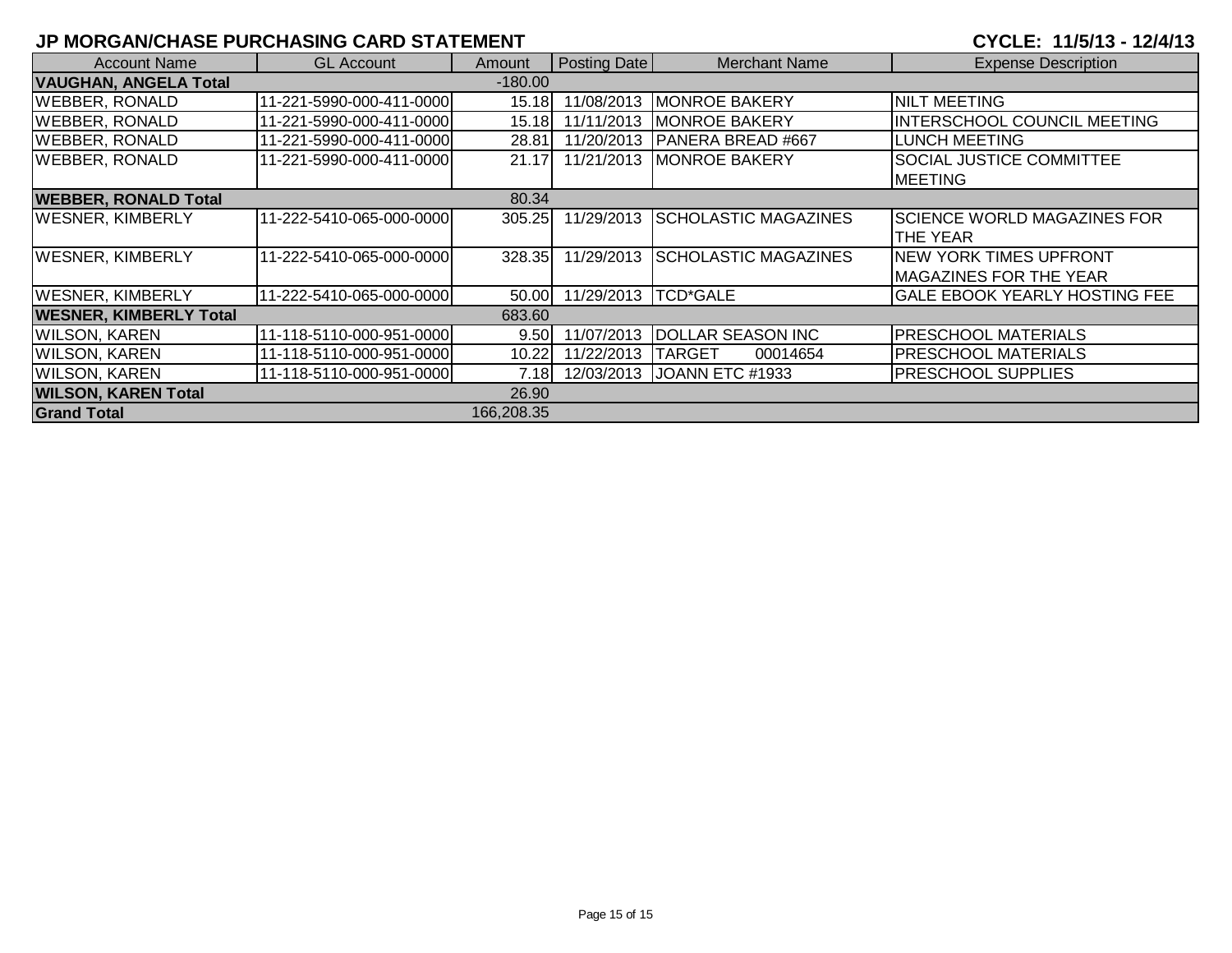## JP MORGAN/CHASE PURCHASING CARD STATEMENT

**CYCLE: 11/5/13 - 12/4/13**

| Account Name | GL Account | Amount | Posting Date | Merchant Name | Expense Description |
|---|---|---|---|---|---|
| **VAUGHAN, ANGELA Total** | | -180.00 | | | |
| WEBBER, RONALD | 11-221-5990-000-411-0000 | 15.18 | 11/08/2013 | MONROE BAKERY | NILT MEETING |
| WEBBER, RONALD | 11-221-5990-000-411-0000 | 15.18 | 11/11/2013 | MONROE BAKERY | INTERSCHOOL COUNCIL MEETING |
| WEBBER, RONALD | 11-221-5990-000-411-0000 | 28.81 | 11/20/2013 | PANERA BREAD #667 | LUNCH MEETING |
| WEBBER, RONALD | 11-221-5990-000-411-0000 | 21.17 | 11/21/2013 | MONROE BAKERY | SOCIAL JUSTICE COMMITTEE MEETING |
| **WEBBER, RONALD Total** | | 80.34 | | | |
| WESNER, KIMBERLY | 11-222-5410-065-000-0000 | 305.25 | 11/29/2013 | SCHOLASTIC MAGAZINES | SCIENCE WORLD MAGAZINES FOR THE YEAR |
| WESNER, KIMBERLY | 11-222-5410-065-000-0000 | 328.35 | 11/29/2013 | SCHOLASTIC MAGAZINES | NEW YORK TIMES UPFRONT MAGAZINES FOR THE YEAR |
| WESNER, KIMBERLY | 11-222-5410-065-000-0000 | 50.00 | 11/29/2013 | TCD*GALE | GALE EBOOK YEARLY HOSTING FEE |
| **WESNER, KIMBERLY Total** | | 683.60 | | | |
| WILSON, KAREN | 11-118-5110-000-951-0000 | 9.50 | 11/07/2013 | DOLLAR SEASON INC | PRESCHOOL MATERIALS |
| WILSON, KAREN | 11-118-5110-000-951-0000 | 10.22 | 11/22/2013 | TARGET 00014654 | PRESCHOOL MATERIALS |
| WILSON, KAREN | 11-118-5110-000-951-0000 | 7.18 | 12/03/2013 | JOANN ETC #1933 | PRESCHOOL SUPPLIES |
| **WILSON, KAREN Total** | | 26.90 | | | |
| **Grand Total** | | 166,208.35 | | | |